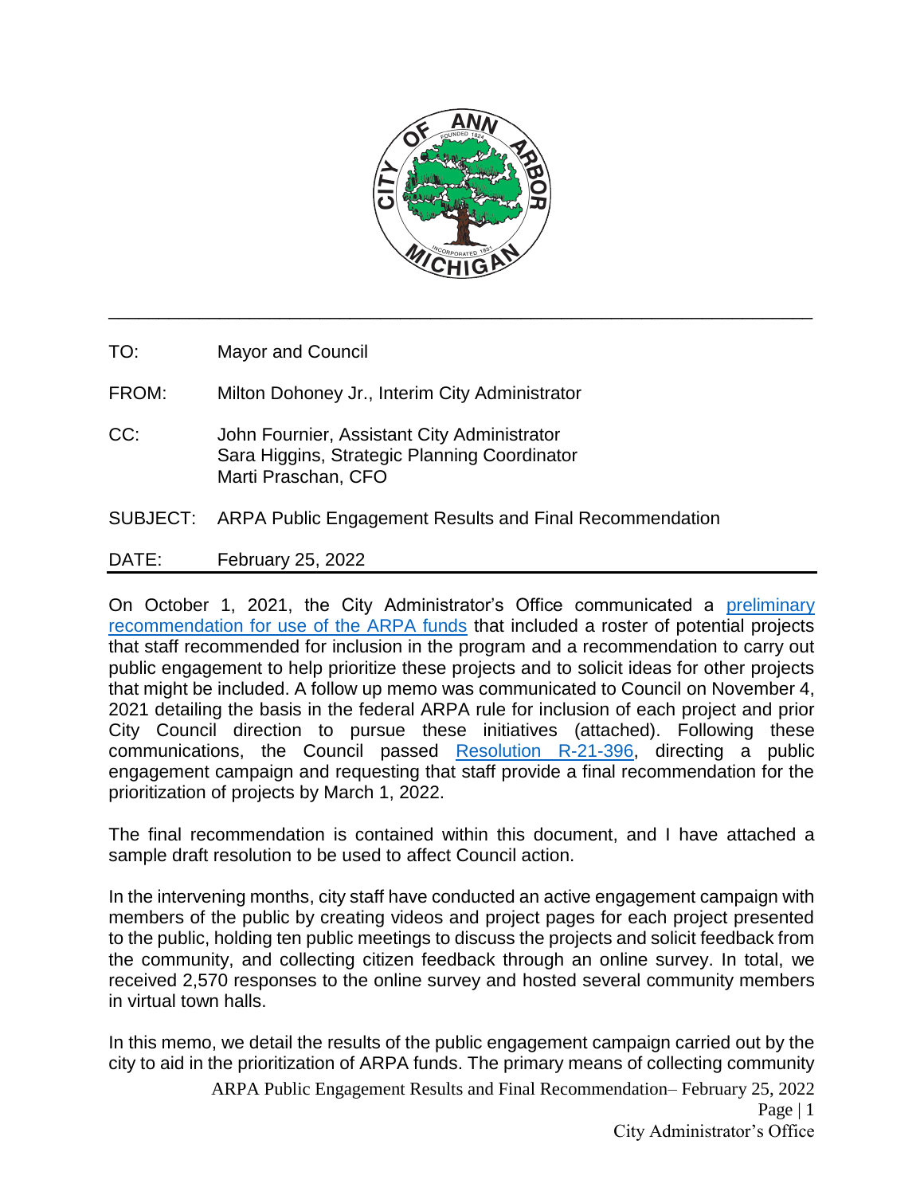TO: Mayor and Council

FROM: Milton Dohoney Jr., Interim City Administrator

CC: John Fournier, Assistant City Administrator
Sara Higgins, Strategic Planning Coordinator
Marti Praschan, CFO

SUBJECT: ARPA Public Engagement Results and Final Recommendation

DATE: February 25, 2022

On October 1, 2021, the City Administrator's Office communicated a preliminary recommendation for use of the ARPA funds that included a roster of potential projects that staff recommended for inclusion in the program and a recommendation to carry out public engagement to help prioritize these projects and to solicit ideas for other projects that might be included. A follow up memo was communicated to Council on November 4, 2021 detailing the basis in the federal ARPA rule for inclusion of each project and prior City Council direction to pursue these initiatives (attached). Following these communications, the Council passed Resolution R-21-396, directing a public engagement campaign and requesting that staff provide a final recommendation for the prioritization of projects by March 1, 2022.

The final recommendation is contained within this document, and I have attached a sample draft resolution to be used to affect Council action.

In the intervening months, city staff have conducted an active engagement campaign with members of the public by creating videos and project pages for each project presented to the public, holding ten public meetings to discuss the projects and solicit feedback from the community, and collecting citizen feedback through an online survey. In total, we received 2,570 responses to the online survey and hosted several community members in virtual town halls.

In this memo, we detail the results of the public engagement campaign carried out by the city to aid in the prioritization of ARPA funds. The primary means of collecting community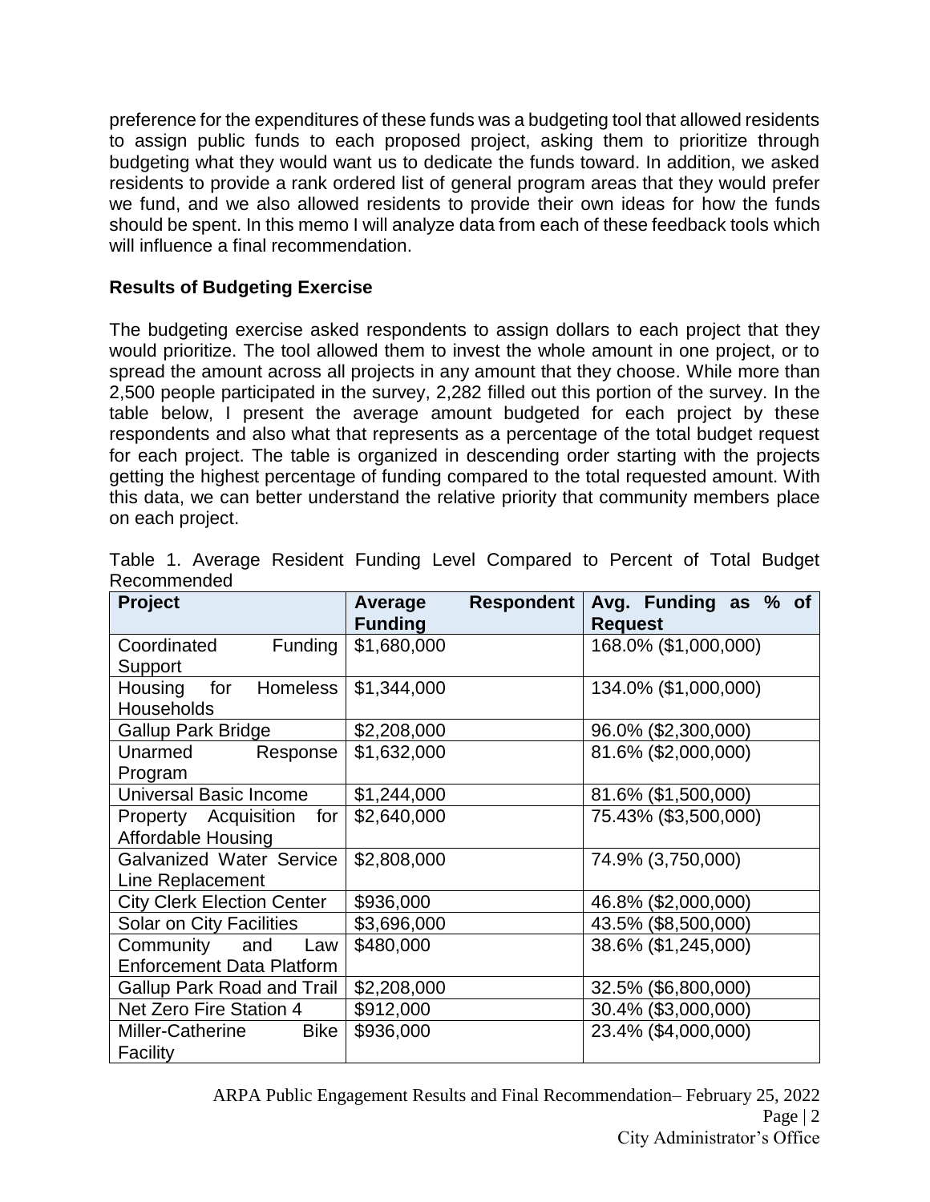preference for the expenditures of these funds was a budgeting tool that allowed residents to assign public funds to each proposed project, asking them to prioritize through budgeting what they would want us to dedicate the funds toward. In addition, we asked residents to provide a rank ordered list of general program areas that they would prefer we fund, and we also allowed residents to provide their own ideas for how the funds should be spent. In this memo I will analyze data from each of these feedback tools which will influence a final recommendation.

**Results of Budgeting Exercise**

The budgeting exercise asked respondents to assign dollars to each project that they would prioritize. The tool allowed them to invest the whole amount in one project, or to spread the amount across all projects in any amount that they choose. While more than 2,500 people participated in the survey, 2,282 filled out this portion of the survey. In the table below, I present the average amount budgeted for each project by these respondents and also what that represents as a percentage of the total budget request for each project. The table is organized in descending order starting with the projects getting the highest percentage of funding compared to the total requested amount. With this data, we can better understand the relative priority that community members place on each project.

Table 1. Average Resident Funding Level Compared to Percent of Total Budget Recommended

| Project | Average Respondent Funding | Avg. Funding as % of Request |
| --- | --- | --- |
| Coordinated Funding Support | $1,680,000 | 168.0% ($1,000,000) |
| Housing for Homeless Households | $1,344,000 | 134.0% ($1,000,000) |
| Gallup Park Bridge | $2,208,000 | 96.0% ($2,300,000) |
| Unarmed Response Program | $1,632,000 | 81.6% ($2,000,000) |
| Universal Basic Income | $1,244,000 | 81.6% ($1,500,000) |
| Property Acquisition for Affordable Housing | $2,640,000 | 75.43% ($3,500,000) |
| Galvanized Water Service Line Replacement | $2,808,000 | 74.9% (3,750,000) |
| City Clerk Election Center | $936,000 | 46.8% ($2,000,000) |
| Solar on City Facilities | $3,696,000 | 43.5% ($8,500,000) |
| Community and Law Enforcement Data Platform | $480,000 | 38.6% ($1,245,000) |
| Gallup Park Road and Trail | $2,208,000 | 32.5% ($6,800,000) |
| Net Zero Fire Station 4 | $912,000 | 30.4% ($3,000,000) |
| Miller-Catherine Bike Facility | $936,000 | 23.4% ($4,000,000) |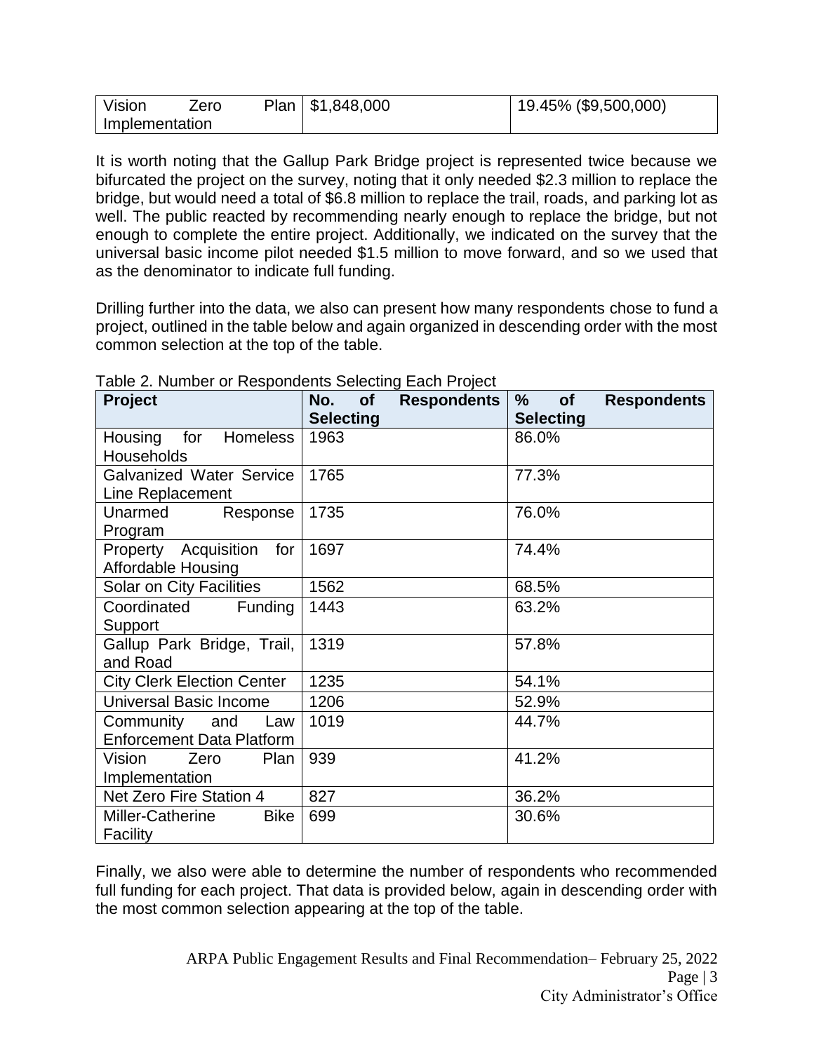| Vision Zero Plan Implementation | $1,848,000 | 19.45% ($9,500,000) |
|---|---|---|

It is worth noting that the Gallup Park Bridge project is represented twice because we bifurcated the project on the survey, noting that it only needed $2.3 million to replace the bridge, but would need a total of $6.8 million to replace the trail, roads, and parking lot as well. The public reacted by recommending nearly enough to replace the bridge, but not enough to complete the entire project. Additionally, we indicated on the survey that the universal basic income pilot needed $1.5 million to move forward, and so we used that as the denominator to indicate full funding.

Drilling further into the data, we also can present how many respondents chose to fund a project, outlined in the table below and again organized in descending order with the most common selection at the top of the table.

Table 2. Number or Respondents Selecting Each Project

| **Project** | **No. of Respondents Selecting** | **% of Respondents Selecting** |
|---|---|---|
| Housing for Homeless Households | 1963 | 86.0% |
| Galvanized Water Service Line Replacement | 1765 | 77.3% |
| Unarmed Response Program | 1735 | 76.0% |
| Property Acquisition for Affordable Housing | 1697 | 74.4% |
| Solar on City Facilities | 1562 | 68.5% |
| Coordinated Funding Support | 1443 | 63.2% |
| Gallup Park Bridge, Trail, and Road | 1319 | 57.8% |
| City Clerk Election Center | 1235 | 54.1% |
| Universal Basic Income | 1206 | 52.9% |
| Community and Law Enforcement Data Platform | 1019 | 44.7% |
| Vision Zero Plan Implementation | 939 | 41.2% |
| Net Zero Fire Station 4 | 827 | 36.2% |
| Miller-Catherine Bike Facility | 699 | 30.6% |

Finally, we also were able to determine the number of respondents who recommended full funding for each project. That data is provided below, again in descending order with the most common selection appearing at the top of the table.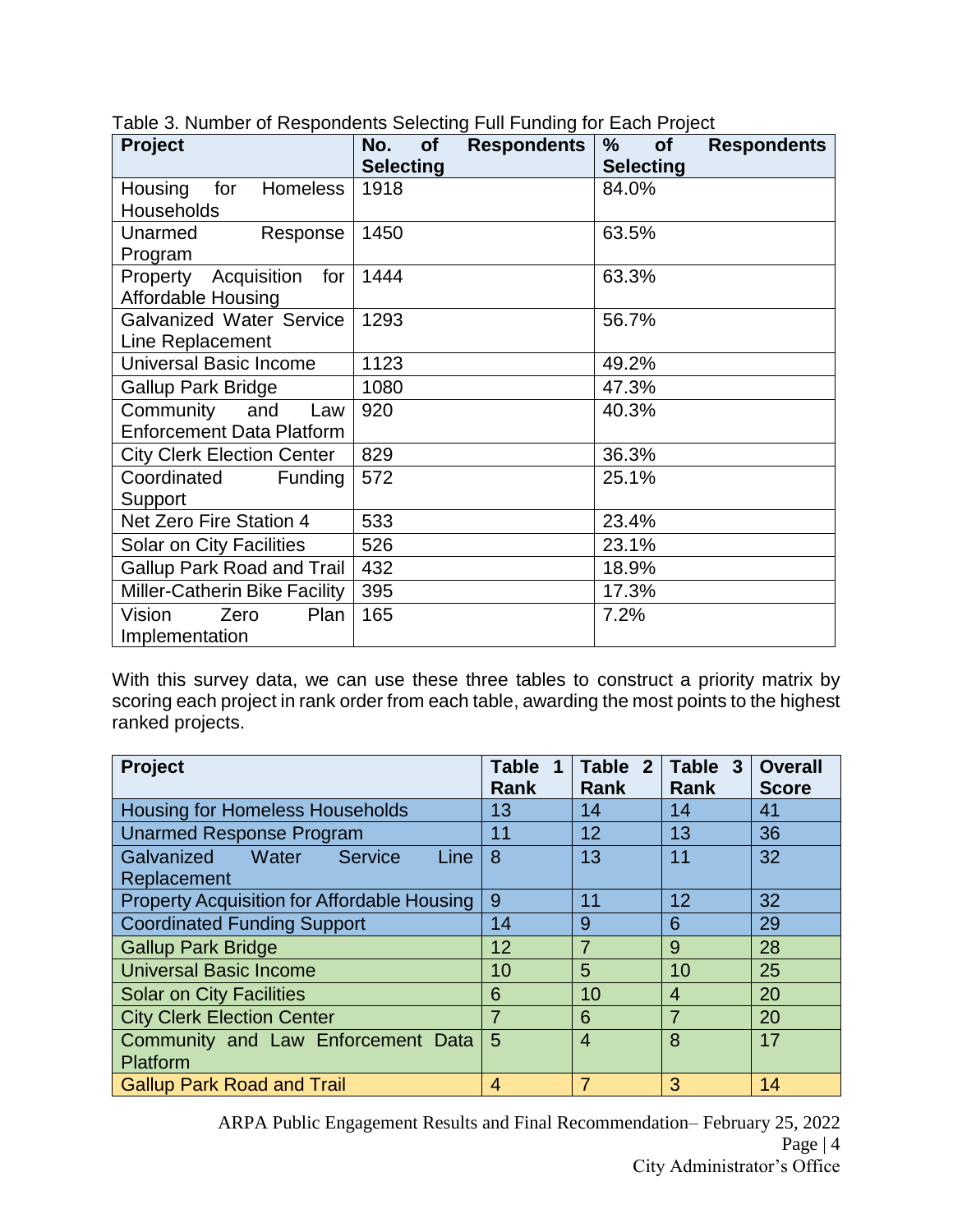Table 3. Number of Respondents Selecting Full Funding for Each Project

| Project | No. of Respondents Selecting | % of Respondents Selecting |
|---|---|---|
| Housing for Homeless Households | 1918 | 84.0% |
| Unarmed Response Program | 1450 | 63.5% |
| Property Acquisition for Affordable Housing | 1444 | 63.3% |
| Galvanized Water Service Line Replacement | 1293 | 56.7% |
| Universal Basic Income | 1123 | 49.2% |
| Gallup Park Bridge | 1080 | 47.3% |
| Community and Law Enforcement Data Platform | 920 | 40.3% |
| City Clerk Election Center | 829 | 36.3% |
| Coordinated Funding Support | 572 | 25.1% |
| Net Zero Fire Station 4 | 533 | 23.4% |
| Solar on City Facilities | 526 | 23.1% |
| Gallup Park Road and Trail | 432 | 18.9% |
| Miller-Catherin Bike Facility | 395 | 17.3% |
| Vision Zero Plan Implementation | 165 | 7.2% |

With this survey data, we can use these three tables to construct a priority matrix by scoring each project in rank order from each table, awarding the most points to the highest ranked projects.

| Project | Table 1 Rank | Table 2 Rank | Table 3 Rank | Overall Score |
|---|---|---|---|---|
| Housing for Homeless Households | 13 | 14 | 14 | 41 |
| Unarmed Response Program | 11 | 12 | 13 | 36 |
| Galvanized Water Service Line Replacement | 8 | 13 | 11 | 32 |
| Property Acquisition for Affordable Housing | 9 | 11 | 12 | 32 |
| Coordinated Funding Support | 14 | 9 | 6 | 29 |
| Gallup Park Bridge | 12 | 7 | 9 | 28 |
| Universal Basic Income | 10 | 5 | 10 | 25 |
| Solar on City Facilities | 6 | 10 | 4 | 20 |
| City Clerk Election Center | 7 | 6 | 7 | 20 |
| Community and Law Enforcement Data Platform | 5 | 4 | 8 | 17 |
| Gallup Park Road and Trail | 4 | 7 | 3 | 14 |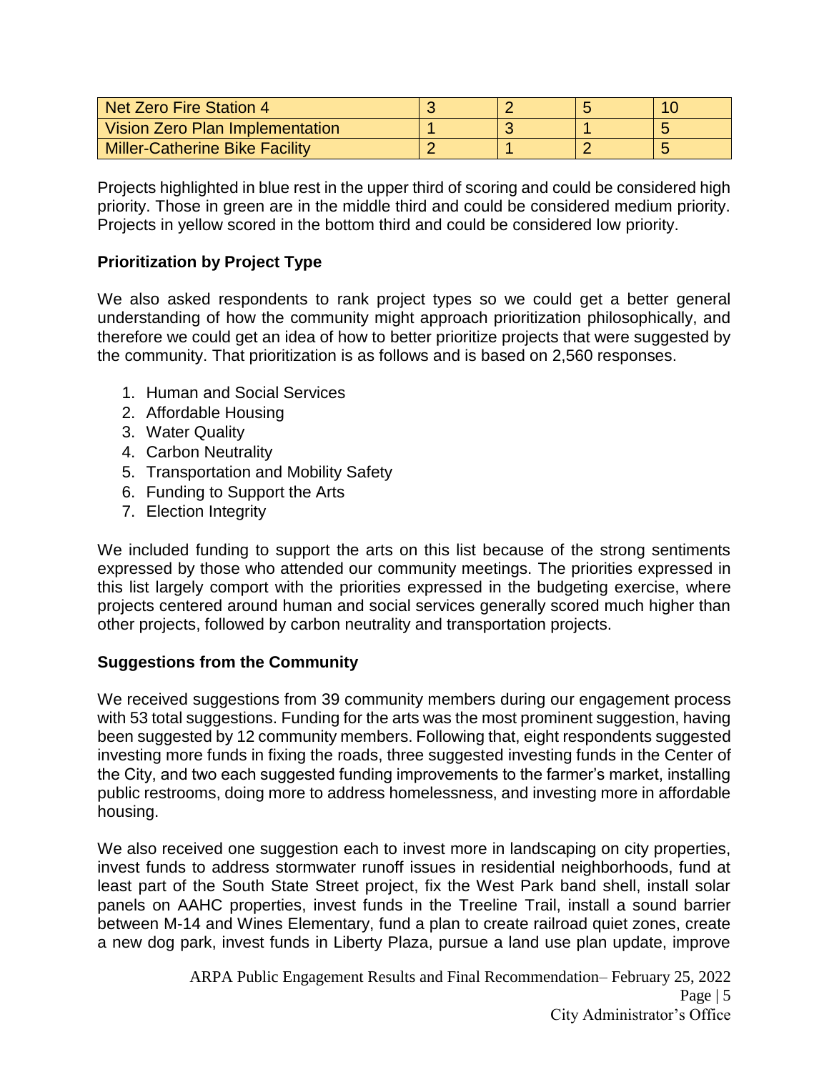| | | | | |
|---|---|---|---|---|
| Net Zero Fire Station 4 | 3 | 2 | 5 | 10 |
| Vision Zero Plan Implementation | 1 | 3 | 1 | 5 |
| Miller-Catherine Bike Facility | 2 | 1 | 2 | 5 |

Projects highlighted in blue rest in the upper third of scoring and could be considered high priority. Those in green are in the middle third and could be considered medium priority. Projects in yellow scored in the bottom third and could be considered low priority.

**Prioritization by Project Type**

We also asked respondents to rank project types so we could get a better general understanding of how the community might approach prioritization philosophically, and therefore we could get an idea of how to better prioritize projects that were suggested by the community. That prioritization is as follows and is based on 2,560 responses.

1. Human and Social Services
2. Affordable Housing
3. Water Quality
4. Carbon Neutrality
5. Transportation and Mobility Safety
6. Funding to Support the Arts
7. Election Integrity

We included funding to support the arts on this list because of the strong sentiments expressed by those who attended our community meetings. The priorities expressed in this list largely comport with the priorities expressed in the budgeting exercise, where projects centered around human and social services generally scored much higher than other projects, followed by carbon neutrality and transportation projects.

**Suggestions from the Community**

We received suggestions from 39 community members during our engagement process with 53 total suggestions. Funding for the arts was the most prominent suggestion, having been suggested by 12 community members. Following that, eight respondents suggested investing more funds in fixing the roads, three suggested investing funds in the Center of the City, and two each suggested funding improvements to the farmer's market, installing public restrooms, doing more to address homelessness, and investing more in affordable housing.

We also received one suggestion each to invest more in landscaping on city properties, invest funds to address stormwater runoff issues in residential neighborhoods, fund at least part of the South State Street project, fix the West Park band shell, install solar panels on AAHC properties, invest funds in the Treeline Trail, install a sound barrier between M-14 and Wines Elementary, fund a plan to create railroad quiet zones, create a new dog park, invest funds in Liberty Plaza, pursue a land use plan update, improve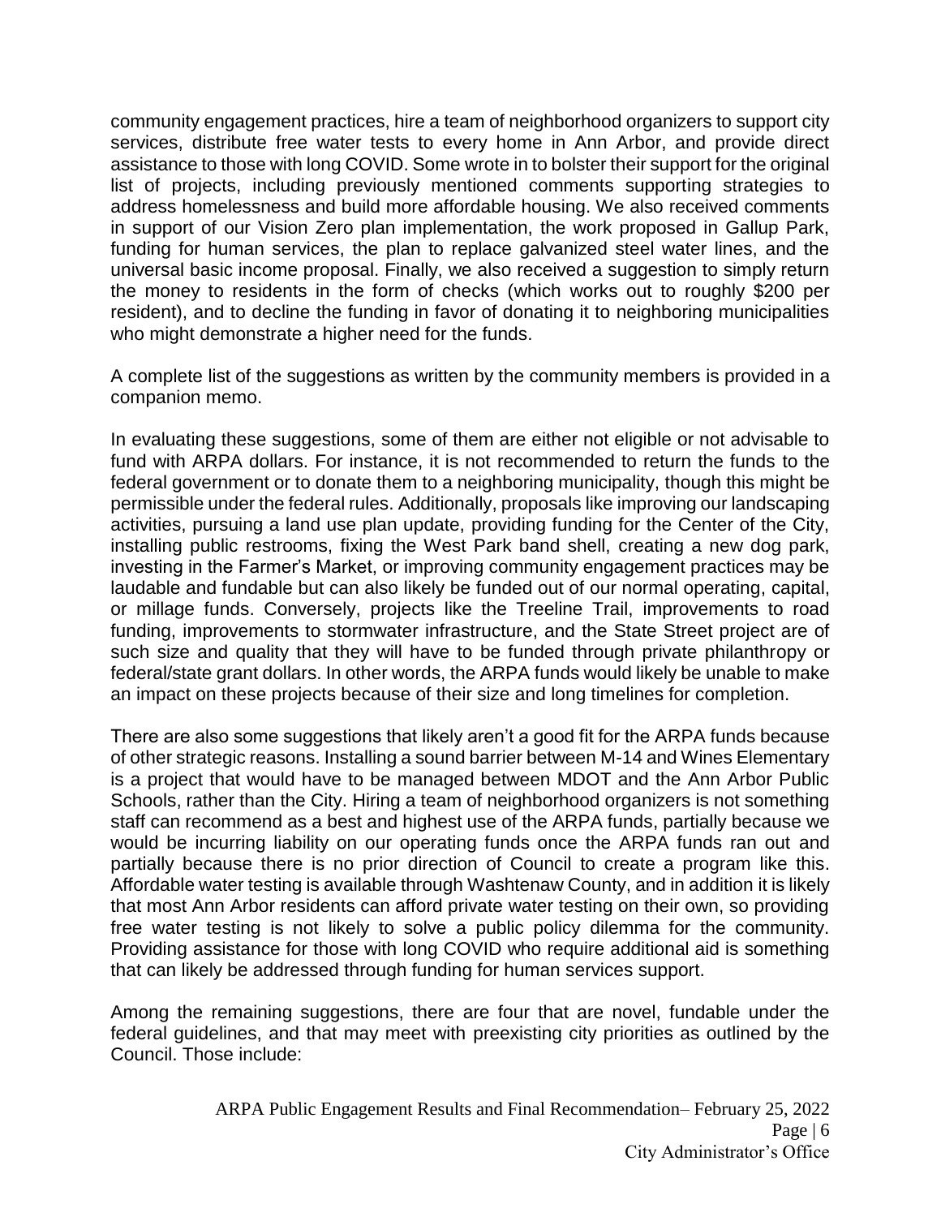community engagement practices, hire a team of neighborhood organizers to support city services, distribute free water tests to every home in Ann Arbor, and provide direct assistance to those with long COVID. Some wrote in to bolster their support for the original list of projects, including previously mentioned comments supporting strategies to address homelessness and build more affordable housing. We also received comments in support of our Vision Zero plan implementation, the work proposed in Gallup Park, funding for human services, the plan to replace galvanized steel water lines, and the universal basic income proposal. Finally, we also received a suggestion to simply return the money to residents in the form of checks (which works out to roughly $200 per resident), and to decline the funding in favor of donating it to neighboring municipalities who might demonstrate a higher need for the funds.

A complete list of the suggestions as written by the community members is provided in a companion memo.

In evaluating these suggestions, some of them are either not eligible or not advisable to fund with ARPA dollars. For instance, it is not recommended to return the funds to the federal government or to donate them to a neighboring municipality, though this might be permissible under the federal rules. Additionally, proposals like improving our landscaping activities, pursuing a land use plan update, providing funding for the Center of the City, installing public restrooms, fixing the West Park band shell, creating a new dog park, investing in the Farmer's Market, or improving community engagement practices may be laudable and fundable but can also likely be funded out of our normal operating, capital, or millage funds. Conversely, projects like the Treeline Trail, improvements to road funding, improvements to stormwater infrastructure, and the State Street project are of such size and quality that they will have to be funded through private philanthropy or federal/state grant dollars. In other words, the ARPA funds would likely be unable to make an impact on these projects because of their size and long timelines for completion.

There are also some suggestions that likely aren't a good fit for the ARPA funds because of other strategic reasons. Installing a sound barrier between M-14 and Wines Elementary is a project that would have to be managed between MDOT and the Ann Arbor Public Schools, rather than the City. Hiring a team of neighborhood organizers is not something staff can recommend as a best and highest use of the ARPA funds, partially because we would be incurring liability on our operating funds once the ARPA funds ran out and partially because there is no prior direction of Council to create a program like this. Affordable water testing is available through Washtenaw County, and in addition it is likely that most Ann Arbor residents can afford private water testing on their own, so providing free water testing is not likely to solve a public policy dilemma for the community. Providing assistance for those with long COVID who require additional aid is something that can likely be addressed through funding for human services support.

Among the remaining suggestions, there are four that are novel, fundable under the federal guidelines, and that may meet with preexisting city priorities as outlined by the Council. Those include: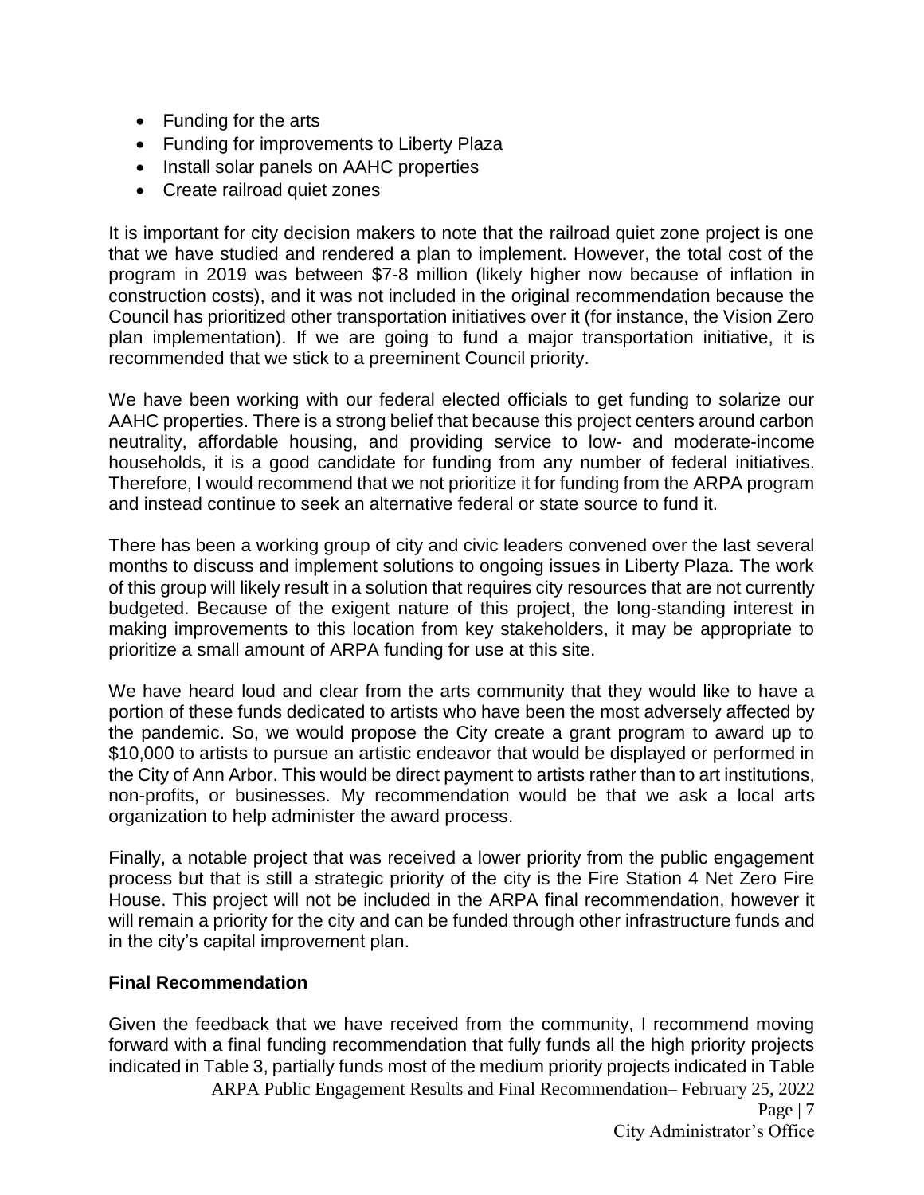- Funding for the arts
- Funding for improvements to Liberty Plaza
- Install solar panels on AAHC properties
- Create railroad quiet zones

It is important for city decision makers to note that the railroad quiet zone project is one that we have studied and rendered a plan to implement. However, the total cost of the program in 2019 was between $7-8 million (likely higher now because of inflation in construction costs), and it was not included in the original recommendation because the Council has prioritized other transportation initiatives over it (for instance, the Vision Zero plan implementation). If we are going to fund a major transportation initiative, it is recommended that we stick to a preeminent Council priority.

We have been working with our federal elected officials to get funding to solarize our AAHC properties. There is a strong belief that because this project centers around carbon neutrality, affordable housing, and providing service to low- and moderate-income households, it is a good candidate for funding from any number of federal initiatives. Therefore, I would recommend that we not prioritize it for funding from the ARPA program and instead continue to seek an alternative federal or state source to fund it.

There has been a working group of city and civic leaders convened over the last several months to discuss and implement solutions to ongoing issues in Liberty Plaza. The work of this group will likely result in a solution that requires city resources that are not currently budgeted. Because of the exigent nature of this project, the long-standing interest in making improvements to this location from key stakeholders, it may be appropriate to prioritize a small amount of ARPA funding for use at this site.

We have heard loud and clear from the arts community that they would like to have a portion of these funds dedicated to artists who have been the most adversely affected by the pandemic. So, we would propose the City create a grant program to award up to $10,000 to artists to pursue an artistic endeavor that would be displayed or performed in the City of Ann Arbor. This would be direct payment to artists rather than to art institutions, non-profits, or businesses. My recommendation would be that we ask a local arts organization to help administer the award process.

Finally, a notable project that was received a lower priority from the public engagement process but that is still a strategic priority of the city is the Fire Station 4 Net Zero Fire House. This project will not be included in the ARPA final recommendation, however it will remain a priority for the city and can be funded through other infrastructure funds and in the city's capital improvement plan.

**Final Recommendation**

Given the feedback that we have received from the community, I recommend moving forward with a final funding recommendation that fully funds all the high priority projects indicated in Table 3, partially funds most of the medium priority projects indicated in Table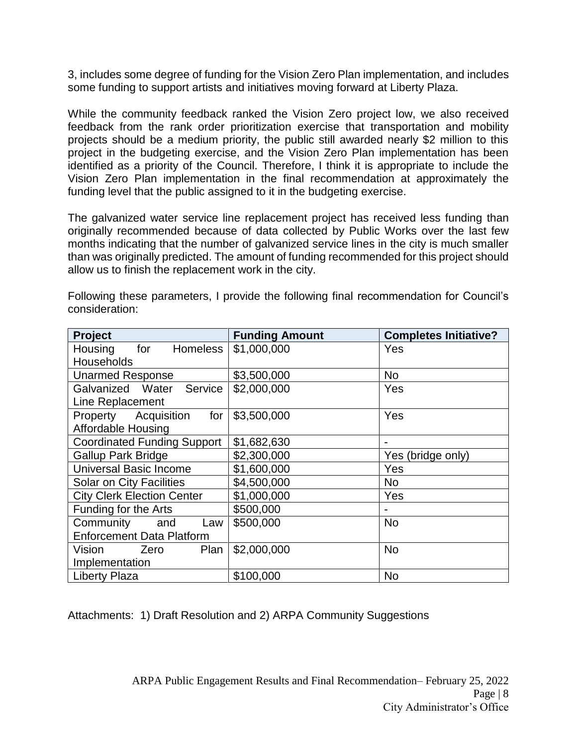3, includes some degree of funding for the Vision Zero Plan implementation, and includes some funding to support artists and initiatives moving forward at Liberty Plaza.

While the community feedback ranked the Vision Zero project low, we also received feedback from the rank order prioritization exercise that transportation and mobility projects should be a medium priority, the public still awarded nearly $2 million to this project in the budgeting exercise, and the Vision Zero Plan implementation has been identified as a priority of the Council. Therefore, I think it is appropriate to include the Vision Zero Plan implementation in the final recommendation at approximately the funding level that the public assigned to it in the budgeting exercise.

The galvanized water service line replacement project has received less funding than originally recommended because of data collected by Public Works over the last few months indicating that the number of galvanized service lines in the city is much smaller than was originally predicted. The amount of funding recommended for this project should allow us to finish the replacement work in the city.

Following these parameters, I provide the following final recommendation for Council's consideration:

| Project | Funding Amount | Completes Initiative? |
|---|---|---|
| Housing for Homeless Households | $1,000,000 | Yes |
| Unarmed Response | $3,500,000 | No |
| Galvanized Water Service Line Replacement | $2,000,000 | Yes |
| Property Acquisition for Affordable Housing | $3,500,000 | Yes |
| Coordinated Funding Support | $1,682,630 | - |
| Gallup Park Bridge | $2,300,000 | Yes (bridge only) |
| Universal Basic Income | $1,600,000 | Yes |
| Solar on City Facilities | $4,500,000 | No |
| City Clerk Election Center | $1,000,000 | Yes |
| Funding for the Arts | $500,000 | - |
| Community and Law Enforcement Data Platform | $500,000 | No |
| Vision Zero Plan Implementation | $2,000,000 | No |
| Liberty Plaza | $100,000 | No |

Attachments: 1) Draft Resolution and 2) ARPA Community Suggestions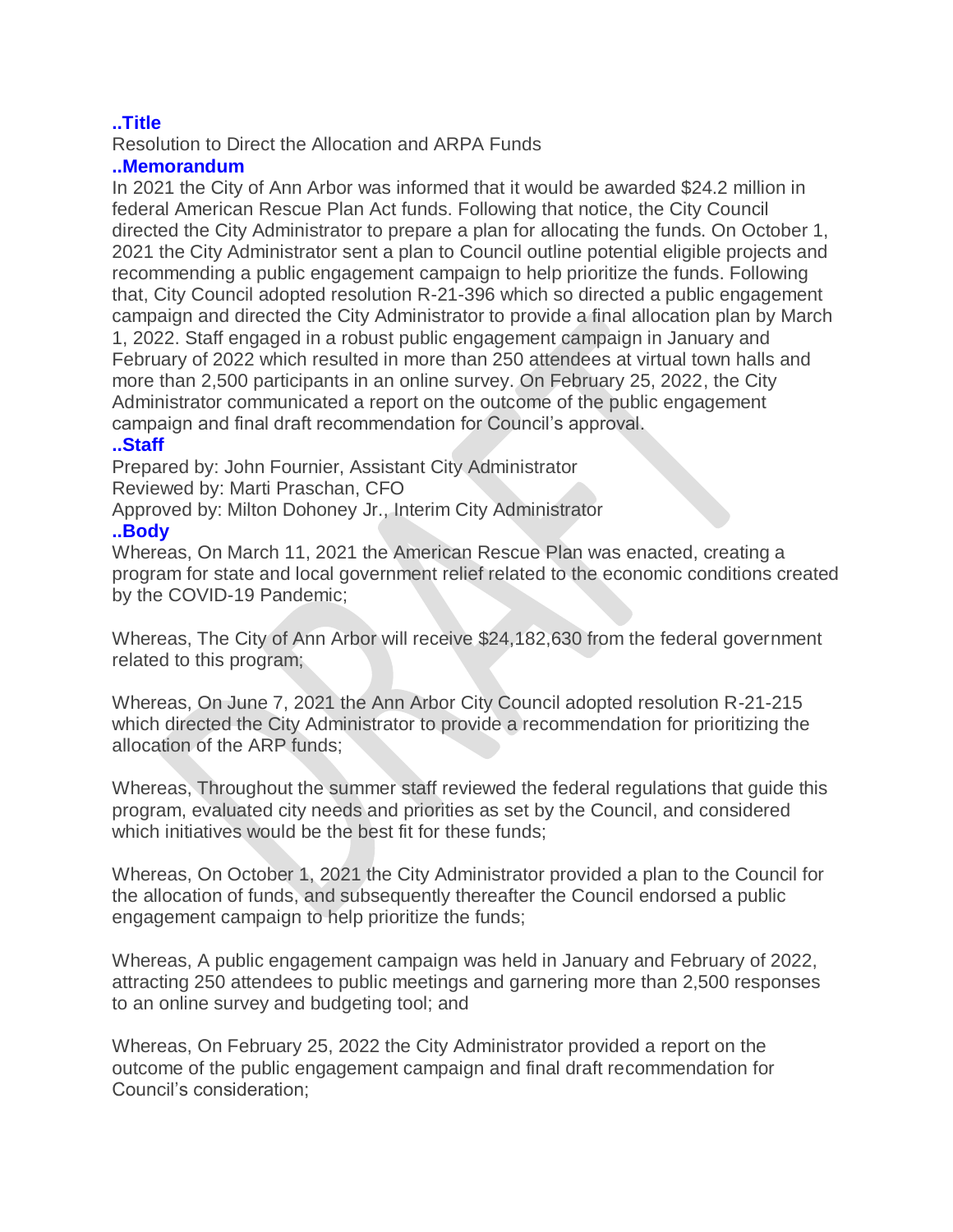**..Title**

Resolution to Direct the Allocation and ARPA Funds

**..Memorandum**

In 2021 the City of Ann Arbor was informed that it would be awarded $24.2 million in federal American Rescue Plan Act funds. Following that notice, the City Council directed the City Administrator to prepare a plan for allocating the funds. On October 1, 2021 the City Administrator sent a plan to Council outline potential eligible projects and recommending a public engagement campaign to help prioritize the funds. Following that, City Council adopted resolution R-21-396 which so directed a public engagement campaign and directed the City Administrator to provide a final allocation plan by March 1, 2022. Staff engaged in a robust public engagement campaign in January and February of 2022 which resulted in more than 250 attendees at virtual town halls and more than 2,500 participants in an online survey. On February 25, 2022, the City Administrator communicated a report on the outcome of the public engagement campaign and final draft recommendation for Council's approval.

**..Staff**

Prepared by: John Fournier, Assistant City Administrator
Reviewed by: Marti Praschan, CFO
Approved by: Milton Dohoney Jr., Interim City Administrator

**..Body**

Whereas, On March 11, 2021 the American Rescue Plan was enacted, creating a program for state and local government relief related to the economic conditions created by the COVID-19 Pandemic;

Whereas, The City of Ann Arbor will receive $24,182,630 from the federal government related to this program;

Whereas, On June 7, 2021 the Ann Arbor City Council adopted resolution R-21-215 which directed the City Administrator to provide a recommendation for prioritizing the allocation of the ARP funds;

Whereas, Throughout the summer staff reviewed the federal regulations that guide this program, evaluated city needs and priorities as set by the Council, and considered which initiatives would be the best fit for these funds;

Whereas, On October 1, 2021 the City Administrator provided a plan to the Council for the allocation of funds, and subsequently thereafter the Council endorsed a public engagement campaign to help prioritize the funds;

Whereas, A public engagement campaign was held in January and February of 2022, attracting 250 attendees to public meetings and garnering more than 2,500 responses to an online survey and budgeting tool; and

Whereas, On February 25, 2022 the City Administrator provided a report on the outcome of the public engagement campaign and final draft recommendation for Council's consideration;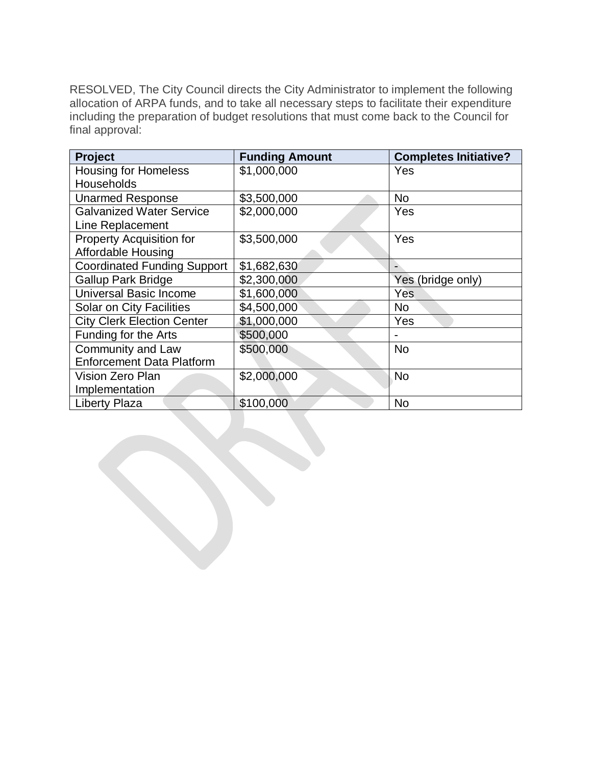RESOLVED, The City Council directs the City Administrator to implement the following allocation of ARPA funds, and to take all necessary steps to facilitate their expenditure including the preparation of budget resolutions that must come back to the Council for final approval:

| Project | Funding Amount | Completes Initiative? |
|---|---|---|
| Housing for Homeless Households | $1,000,000 | Yes |
| Unarmed Response | $3,500,000 | No |
| Galvanized Water Service Line Replacement | $2,000,000 | Yes |
| Property Acquisition for Affordable Housing | $3,500,000 | Yes |
| Coordinated Funding Support | $1,682,630 | - |
| Gallup Park Bridge | $2,300,000 | Yes (bridge only) |
| Universal Basic Income | $1,600,000 | Yes |
| Solar on City Facilities | $4,500,000 | No |
| City Clerk Election Center | $1,000,000 | Yes |
| Funding for the Arts | $500,000 | - |
| Community and Law Enforcement Data Platform | $500,000 | No |
| Vision Zero Plan Implementation | $2,000,000 | No |
| Liberty Plaza | $100,000 | No |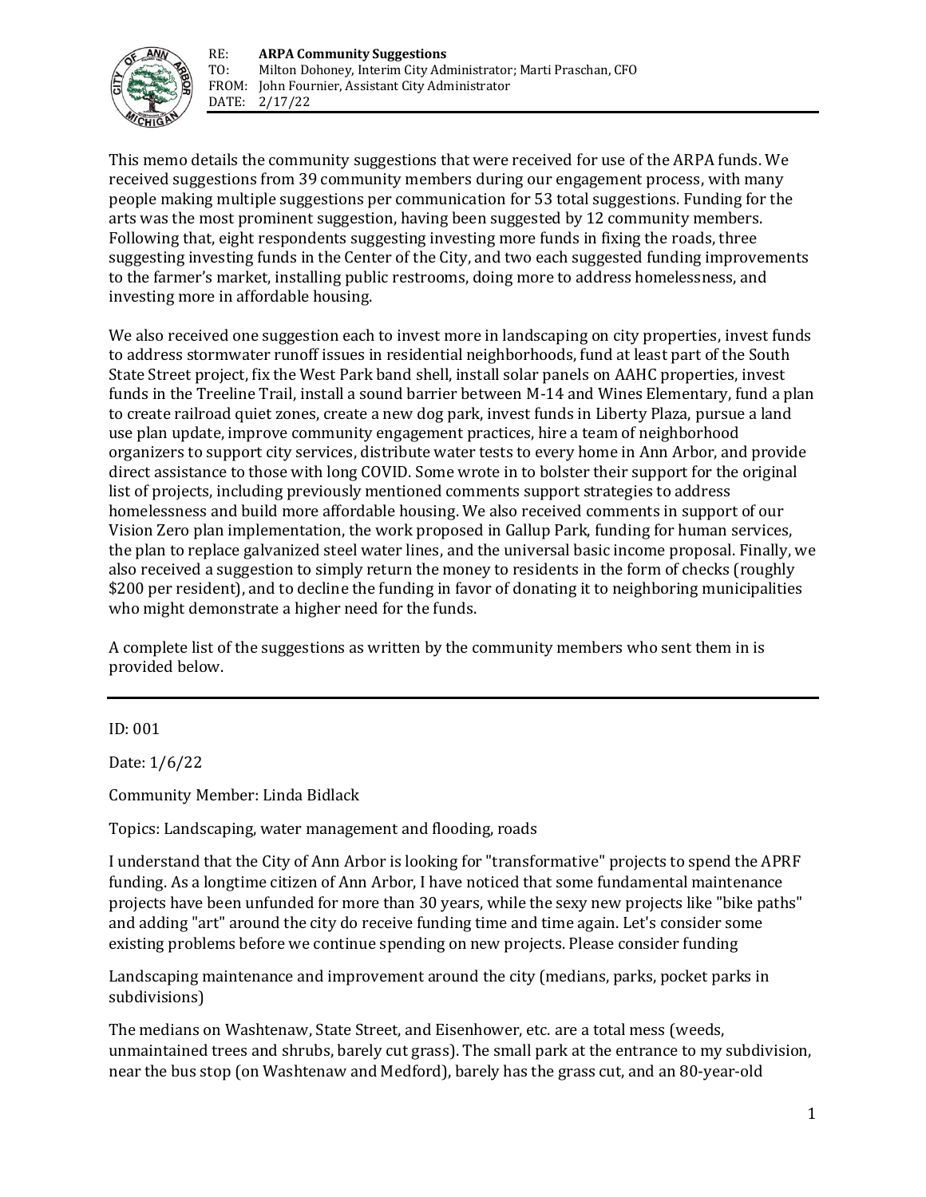RE: **ARPA Community Suggestions**
TO: Milton Dohoney, Interim City Administrator; Marti Praschan, CFO
FROM: John Fournier, Assistant City Administrator
DATE: 2/17/22

This memo details the community suggestions that were received for use of the ARPA funds. We received suggestions from 39 community members during our engagement process, with many people making multiple suggestions per communication for 53 total suggestions. Funding for the arts was the most prominent suggestion, having been suggested by 12 community members. Following that, eight respondents suggesting investing more funds in fixing the roads, three suggesting investing funds in the Center of the City, and two each suggested funding improvements to the farmer's market, installing public restrooms, doing more to address homelessness, and investing more in affordable housing.

We also received one suggestion each to invest more in landscaping on city properties, invest funds to address stormwater runoff issues in residential neighborhoods, fund at least part of the South State Street project, fix the West Park band shell, install solar panels on AAHC properties, invest funds in the Treeline Trail, install a sound barrier between M-14 and Wines Elementary, fund a plan to create railroad quiet zones, create a new dog park, invest funds in Liberty Plaza, pursue a land use plan update, improve community engagement practices, hire a team of neighborhood organizers to support city services, distribute water tests to every home in Ann Arbor, and provide direct assistance to those with long COVID. Some wrote in to bolster their support for the original list of projects, including previously mentioned comments support strategies to address homelessness and build more affordable housing. We also received comments in support of our Vision Zero plan implementation, the work proposed in Gallup Park, funding for human services, the plan to replace galvanized steel water lines, and the universal basic income proposal. Finally, we also received a suggestion to simply return the money to residents in the form of checks (roughly $200 per resident), and to decline the funding in favor of donating it to neighboring municipalities who might demonstrate a higher need for the funds.

A complete list of the suggestions as written by the community members who sent them in is provided below.

---

ID: 001

Date: 1/6/22

Community Member: Linda Bidlack

Topics: Landscaping, water management and flooding, roads

I understand that the City of Ann Arbor is looking for "transformative" projects to spend the APRF funding. As a longtime citizen of Ann Arbor, I have noticed that some fundamental maintenance projects have been unfunded for more than 30 years, while the sexy new projects like "bike paths" and adding "art" around the city do receive funding time and time again. Let's consider some existing problems before we continue spending on new projects. Please consider funding

Landscaping maintenance and improvement around the city (medians, parks, pocket parks in subdivisions)

The medians on Washtenaw, State Street, and Eisenhower, etc. are a total mess (weeds, unmaintained trees and shrubs, barely cut grass). The small park at the entrance to my subdivision, near the bus stop (on Washtenaw and Medford), barely has the grass cut, and an 80-year-old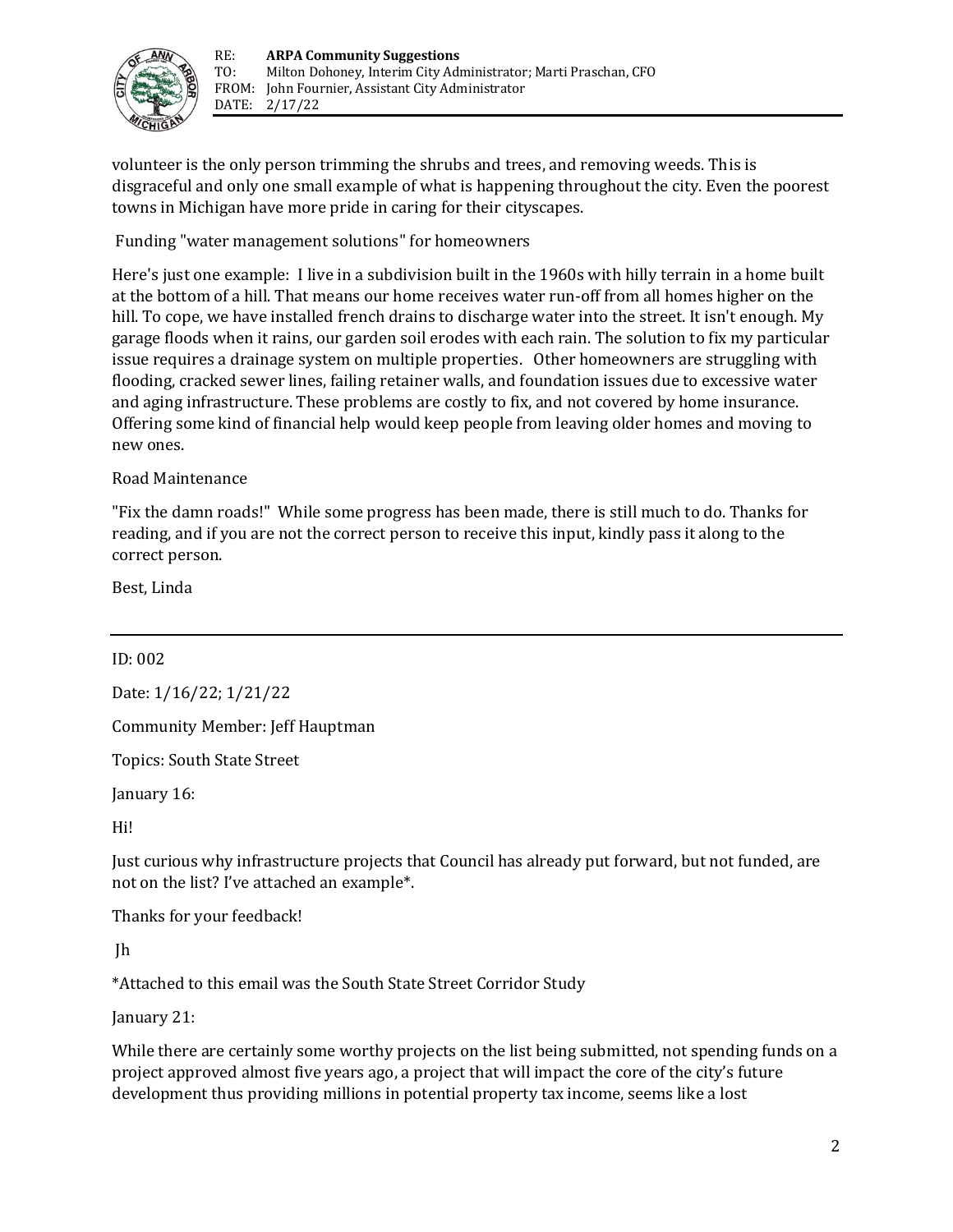volunteer is the only person trimming the shrubs and trees, and removing weeds. This is disgraceful and only one small example of what is happening throughout the city. Even the poorest towns in Michigan have more pride in caring for their cityscapes.

Funding "water management solutions" for homeowners

Here's just one example: I live in a subdivision built in the 1960s with hilly terrain in a home built at the bottom of a hill. That means our home receives water run-off from all homes higher on the hill. To cope, we have installed french drains to discharge water into the street. It isn't enough. My garage floods when it rains, our garden soil erodes with each rain. The solution to fix my particular issue requires a drainage system on multiple properties. Other homeowners are struggling with flooding, cracked sewer lines, failing retainer walls, and foundation issues due to excessive water and aging infrastructure. These problems are costly to fix, and not covered by home insurance. Offering some kind of financial help would keep people from leaving older homes and moving to new ones.

Road Maintenance

"Fix the damn roads!" While some progress has been made, there is still much to do. Thanks for reading, and if you are not the correct person to receive this input, kindly pass it along to the correct person.

Best, Linda

---

ID: 002

Date: 1/16/22; 1/21/22

Community Member: Jeff Hauptman

Topics: South State Street

January 16:

Hi!

Just curious why infrastructure projects that Council has already put forward, but not funded, are not on the list? I've attached an example*.

Thanks for your feedback!

Jh

*Attached to this email was the South State Street Corridor Study

January 21:

While there are certainly some worthy projects on the list being submitted, not spending funds on a project approved almost five years ago, a project that will impact the core of the city's future development thus providing millions in potential property tax income, seems like a lost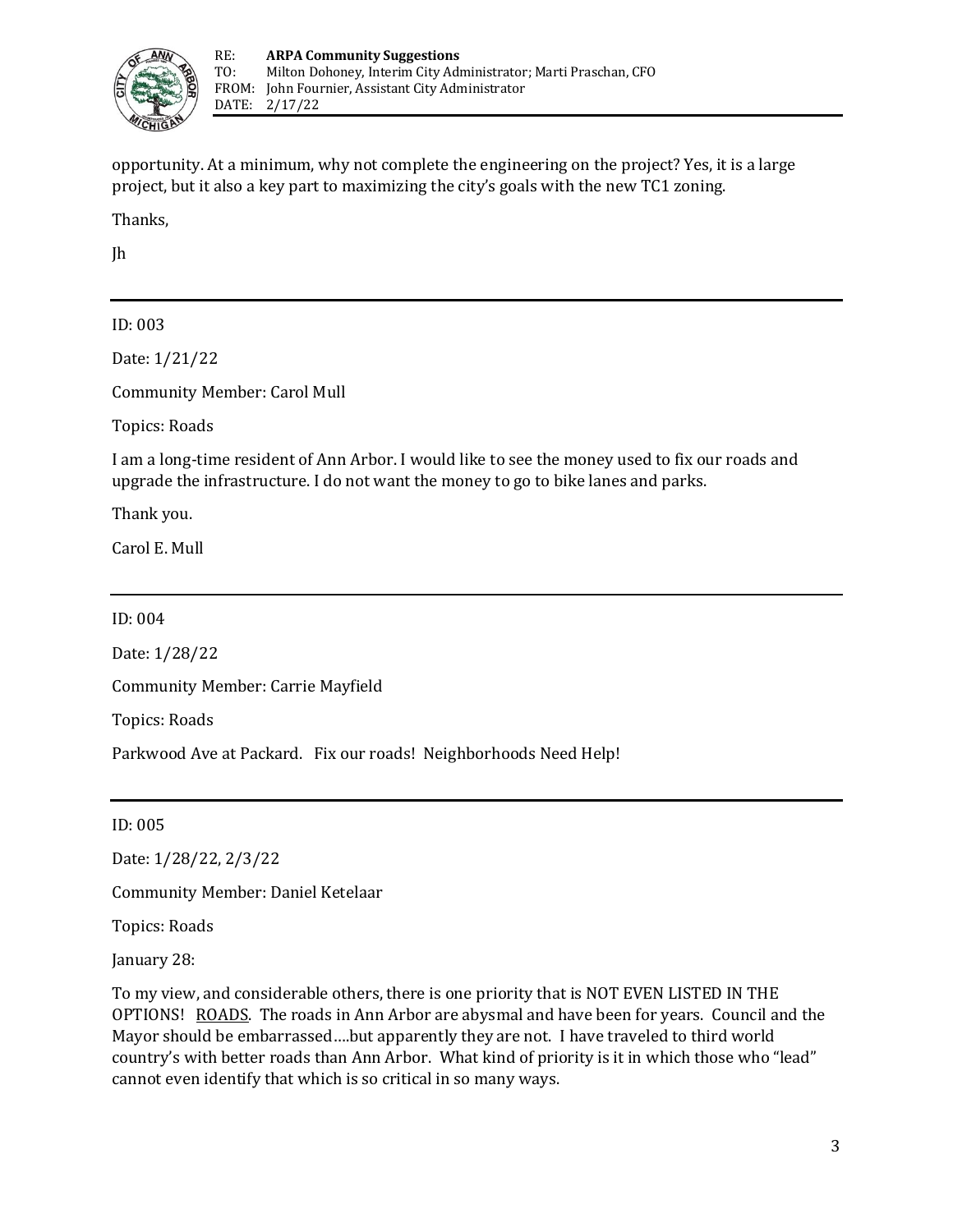opportunity. At a minimum, why not complete the engineering on the project? Yes, it is a large project, but it also a key part to maximizing the city's goals with the new TC1 zoning.

Thanks,

Jh

---

ID: 003

Date: 1/21/22

Community Member: Carol Mull

Topics: Roads

I am a long-time resident of Ann Arbor. I would like to see the money used to fix our roads and upgrade the infrastructure. I do not want the money to go to bike lanes and parks.

Thank you.

Carol E. Mull

---

ID: 004

Date: 1/28/22

Community Member: Carrie Mayfield

Topics: Roads

Parkwood Ave at Packard. Fix our roads! Neighborhoods Need Help!

---

ID: 005

Date: 1/28/22, 2/3/22

Community Member: Daniel Ketelaar

Topics: Roads

January 28:

To my view, and considerable others, there is one priority that is NOT EVEN LISTED IN THE OPTIONS! <u>ROADS</u>. The roads in Ann Arbor are abysmal and have been for years. Council and the Mayor should be embarrassed….but apparently they are not. I have traveled to third world country's with better roads than Ann Arbor. What kind of priority is it in which those who "lead" cannot even identify that which is so critical in so many ways.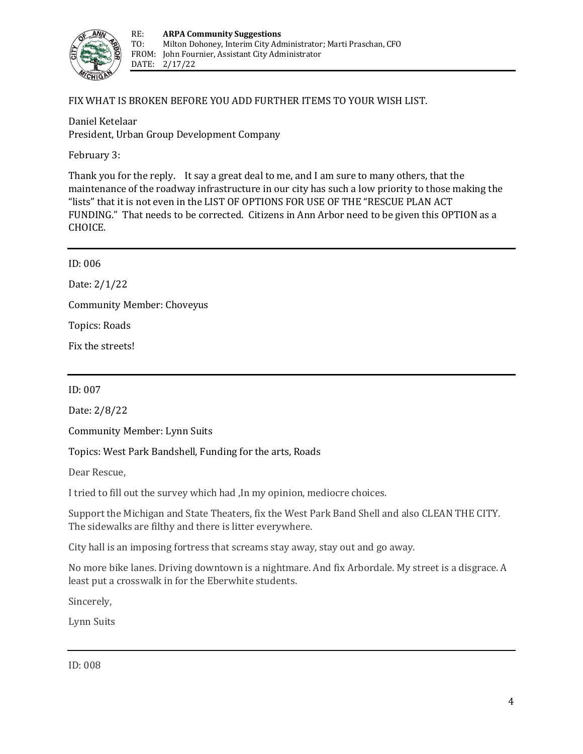FIX WHAT IS BROKEN BEFORE YOU ADD FURTHER ITEMS TO YOUR WISH LIST.

Daniel Ketelaar
President, Urban Group Development Company

February 3:

Thank you for the reply.   It say a great deal to me, and I am sure to many others, that the maintenance of the roadway infrastructure in our city has such a low priority to those making the "lists" that it is not even in the LIST OF OPTIONS FOR USE OF THE "RESCUE PLAN ACT FUNDING." That needs to be corrected. Citizens in Ann Arbor need to be given this OPTION as a CHOICE.

---

ID: 006

Date: 2/1/22

Community Member: Choveyus

Topics: Roads

Fix the streets!

---

ID: 007

Date: 2/8/22

Community Member: Lynn Suits

Topics: West Park Bandshell, Funding for the arts, Roads

Dear Rescue,

I tried to fill out the survey which had ,In my opinion, mediocre choices.

Support the Michigan and State Theaters, fix the West Park Band Shell and also CLEAN THE CITY. The sidewalks are filthy and there is litter everywhere.

City hall is an imposing fortress that screams stay away, stay out and go away.

No more bike lanes. Driving downtown is a nightmare. And fix Arbordale. My street is a disgrace. A least put a crosswalk in for the Eberwhite students.

Sincerely,

Lynn Suits

---

ID: 008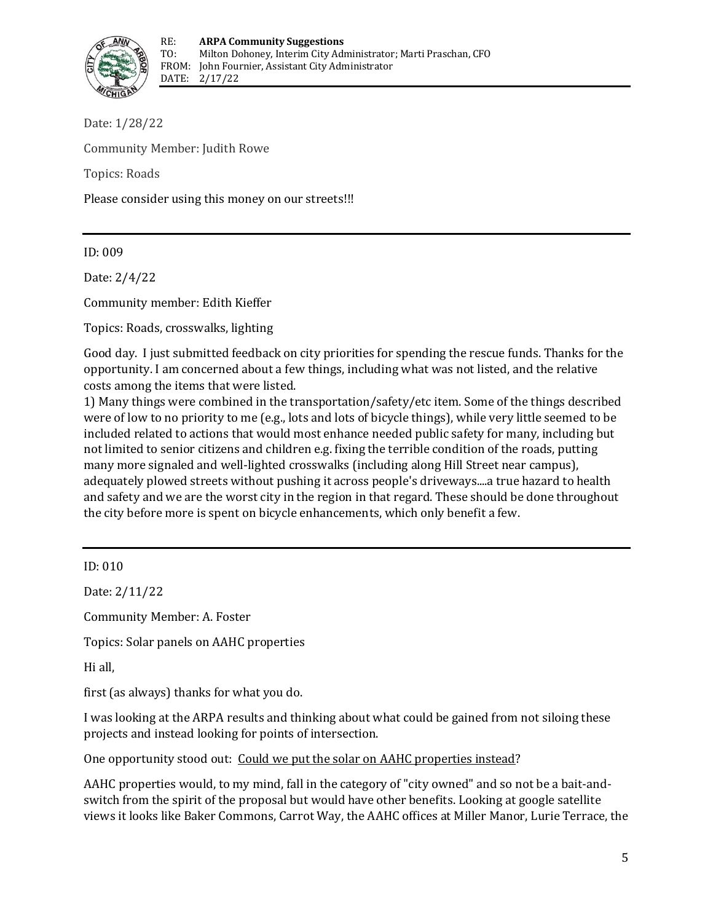Date: 1/28/22

Community Member: Judith Rowe

Topics: Roads

Please consider using this money on our streets!!!

---

ID: 009

Date: 2/4/22

Community member: Edith Kieffer

Topics: Roads, crosswalks, lighting

Good day. I just submitted feedback on city priorities for spending the rescue funds. Thanks for the opportunity. I am concerned about a few things, including what was not listed, and the relative costs among the items that were listed.
1) Many things were combined in the transportation/safety/etc item. Some of the things described were of low to no priority to me (e.g., lots and lots of bicycle things), while very little seemed to be included related to actions that would most enhance needed public safety for many, including but not limited to senior citizens and children e.g. fixing the terrible condition of the roads, putting many more signaled and well-lighted crosswalks (including along Hill Street near campus), adequately plowed streets without pushing it across people's driveways....a true hazard to health and safety and we are the worst city in the region in that regard. These should be done throughout the city before more is spent on bicycle enhancements, which only benefit a few.

---

ID: 010

Date: 2/11/22

Community Member: A. Foster

Topics: Solar panels on AAHC properties

Hi all,

first (as always) thanks for what you do.

I was looking at the ARPA results and thinking about what could be gained from not siloing these projects and instead looking for points of intersection.

One opportunity stood out: <u>Could we put the solar on AAHC properties instead</u>?

AAHC properties would, to my mind, fall in the category of "city owned" and so not be a bait-and-switch from the spirit of the proposal but would have other benefits. Looking at google satellite views it looks like Baker Commons, Carrot Way, the AAHC offices at Miller Manor, Lurie Terrace, the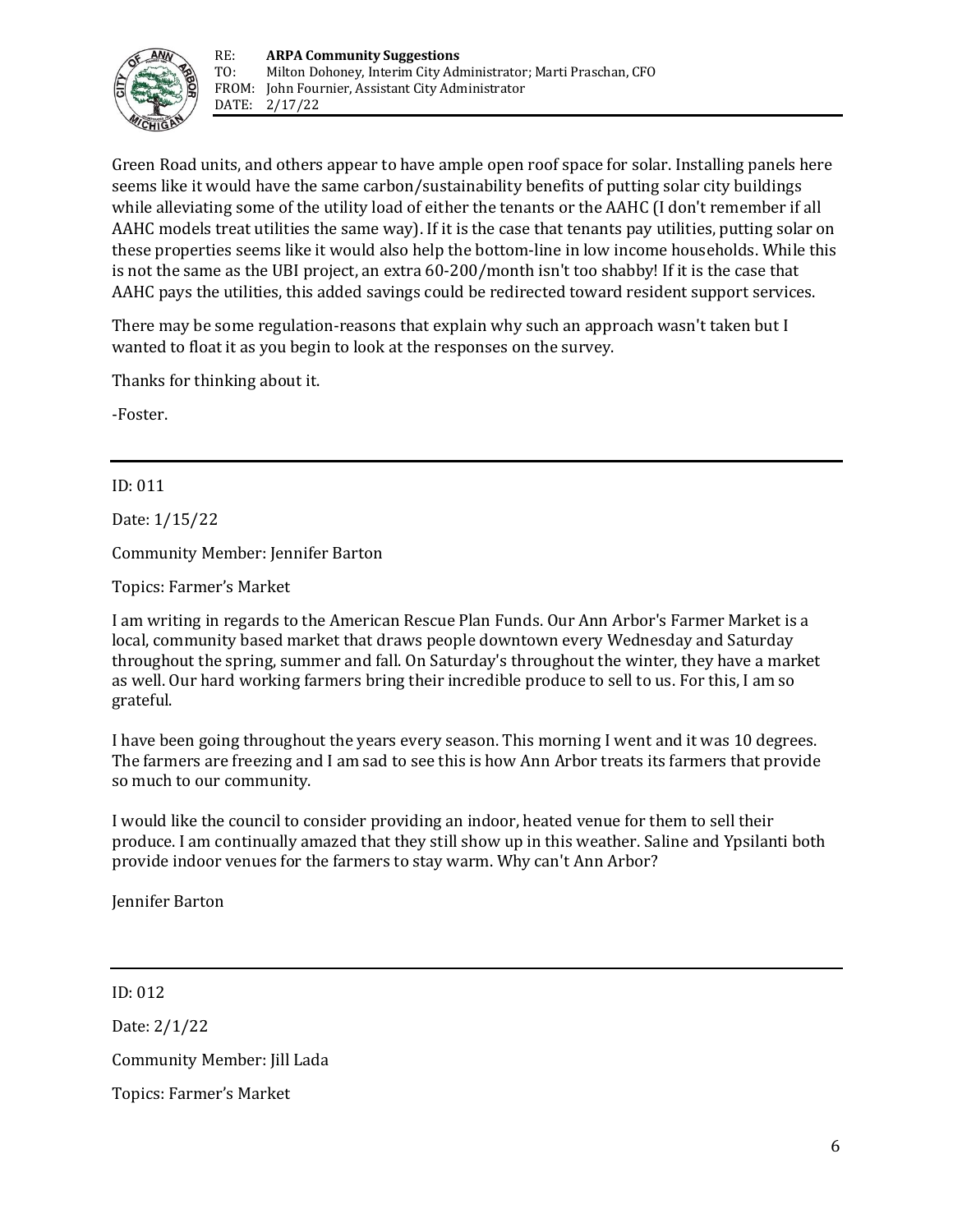Green Road units, and others appear to have ample open roof space for solar. Installing panels here seems like it would have the same carbon/sustainability benefits of putting solar city buildings while alleviating some of the utility load of either the tenants or the AAHC (I don't remember if all AAHC models treat utilities the same way). If it is the case that tenants pay utilities, putting solar on these properties seems like it would also help the bottom-line in low income households. While this is not the same as the UBI project, an extra 60-200/month isn't too shabby! If it is the case that AAHC pays the utilities, this added savings could be redirected toward resident support services.

There may be some regulation-reasons that explain why such an approach wasn't taken but I wanted to float it as you begin to look at the responses on the survey.

Thanks for thinking about it.

-Foster.

---

ID: 011

Date: 1/15/22

Community Member: Jennifer Barton

Topics: Farmer's Market

I am writing in regards to the American Rescue Plan Funds. Our Ann Arbor's Farmer Market is a local, community based market that draws people downtown every Wednesday and Saturday throughout the spring, summer and fall. On Saturday's throughout the winter, they have a market as well. Our hard working farmers bring their incredible produce to sell to us. For this, I am so grateful.

I have been going throughout the years every season. This morning I went and it was 10 degrees. The farmers are freezing and I am sad to see this is how Ann Arbor treats its farmers that provide so much to our community.

I would like the council to consider providing an indoor, heated venue for them to sell their produce. I am continually amazed that they still show up in this weather. Saline and Ypsilanti both provide indoor venues for the farmers to stay warm. Why can't Ann Arbor?

Jennifer Barton

---

ID: 012

Date: 2/1/22

Community Member: Jill Lada

Topics: Farmer's Market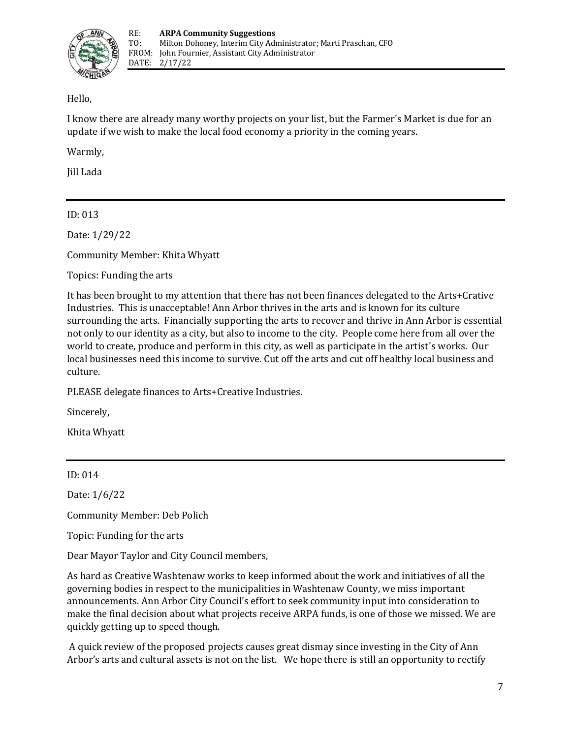Hello,

I know there are already many worthy projects on your list, but the Farmer's Market is due for an update if we wish to make the local food economy a priority in the coming years.

Warmly,

Jill Lada

---

ID: 013

Date: 1/29/22

Community Member: Khita Whyatt

Topics: Funding the arts

It has been brought to my attention that there has not been finances delegated to the Arts+Crative Industries. This is unacceptable! Ann Arbor thrives in the arts and is known for its culture surrounding the arts. Financially supporting the arts to recover and thrive in Ann Arbor is essential not only to our identity as a city, but also to income to the city. People come here from all over the world to create, produce and perform in this city, as well as participate in the artist's works. Our local businesses need this income to survive. Cut off the arts and cut off healthy local business and culture.

PLEASE delegate finances to Arts+Creative Industries.

Sincerely,

Khita Whyatt

---

ID: 014

Date: 1/6/22

Community Member: Deb Polich

Topic: Funding for the arts

Dear Mayor Taylor and City Council members,

As hard as Creative Washtenaw works to keep informed about the work and initiatives of all the governing bodies in respect to the municipalities in Washtenaw County, we miss important announcements. Ann Arbor City Council's effort to seek community input into consideration to make the final decision about what projects receive ARPA funds, is one of those we missed. We are quickly getting up to speed though.

A quick review of the proposed projects causes great dismay since investing in the City of Ann Arbor's arts and cultural assets is not on the list. We hope there is still an opportunity to rectify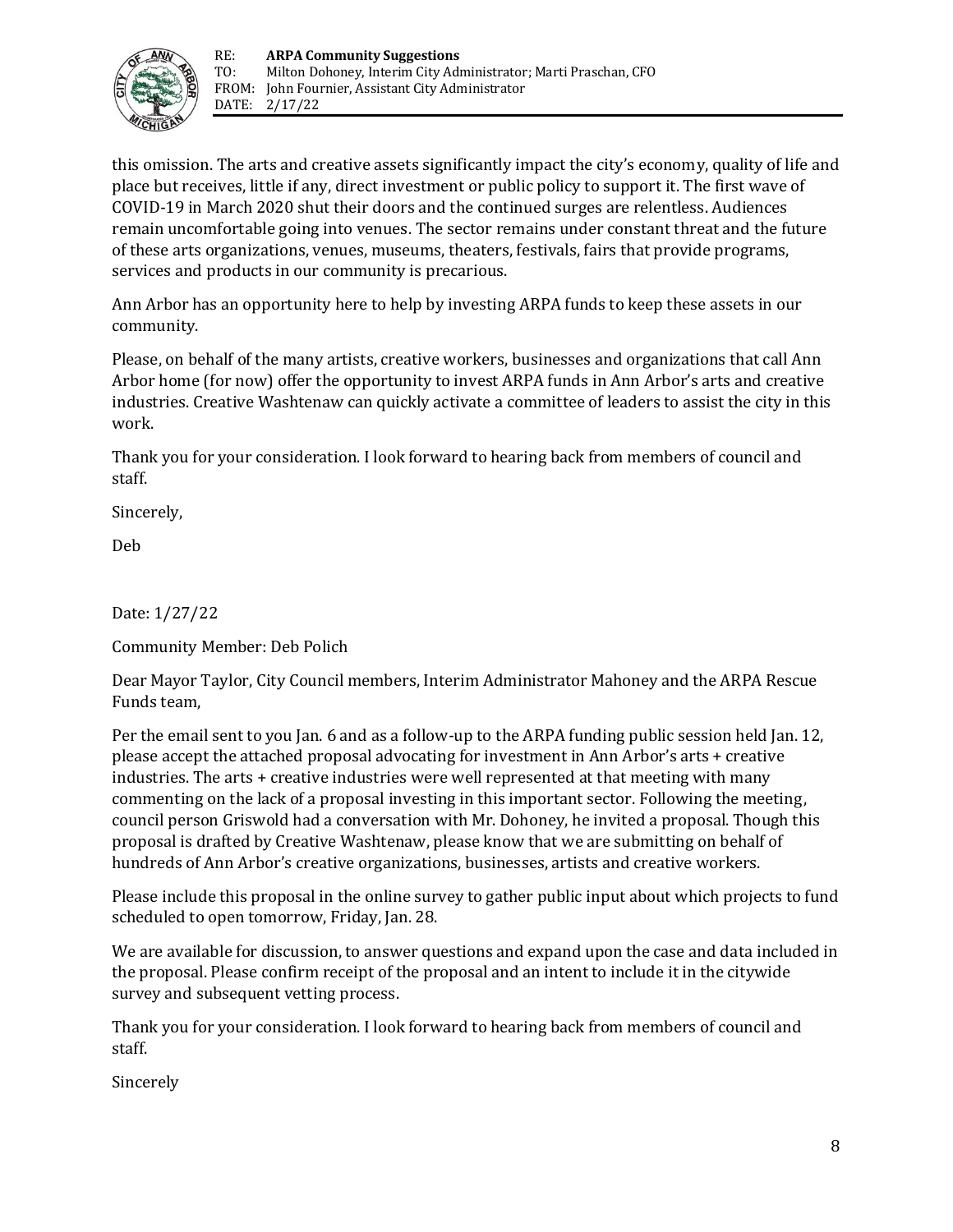this omission. The arts and creative assets significantly impact the city's economy, quality of life and place but receives, little if any, direct investment or public policy to support it. The first wave of COVID-19 in March 2020 shut their doors and the continued surges are relentless. Audiences remain uncomfortable going into venues. The sector remains under constant threat and the future of these arts organizations, venues, museums, theaters, festivals, fairs that provide programs, services and products in our community is precarious.

Ann Arbor has an opportunity here to help by investing ARPA funds to keep these assets in our community.

Please, on behalf of the many artists, creative workers, businesses and organizations that call Ann Arbor home (for now) offer the opportunity to invest ARPA funds in Ann Arbor's arts and creative industries. Creative Washtenaw can quickly activate a committee of leaders to assist the city in this work.

Thank you for your consideration. I look forward to hearing back from members of council and staff.

Sincerely,

Deb

Date: 1/27/22

Community Member: Deb Polich

Dear Mayor Taylor, City Council members, Interim Administrator Mahoney and the ARPA Rescue Funds team,

Per the email sent to you Jan. 6 and as a follow-up to the ARPA funding public session held Jan. 12, please accept the attached proposal advocating for investment in Ann Arbor's arts + creative industries. The arts + creative industries were well represented at that meeting with many commenting on the lack of a proposal investing in this important sector. Following the meeting, council person Griswold had a conversation with Mr. Dohoney, he invited a proposal. Though this proposal is drafted by Creative Washtenaw, please know that we are submitting on behalf of hundreds of Ann Arbor's creative organizations, businesses, artists and creative workers.

Please include this proposal in the online survey to gather public input about which projects to fund scheduled to open tomorrow, Friday, Jan. 28.

We are available for discussion, to answer questions and expand upon the case and data included in the proposal. Please confirm receipt of the proposal and an intent to include it in the citywide survey and subsequent vetting process.

Thank you for your consideration. I look forward to hearing back from members of council and staff.

Sincerely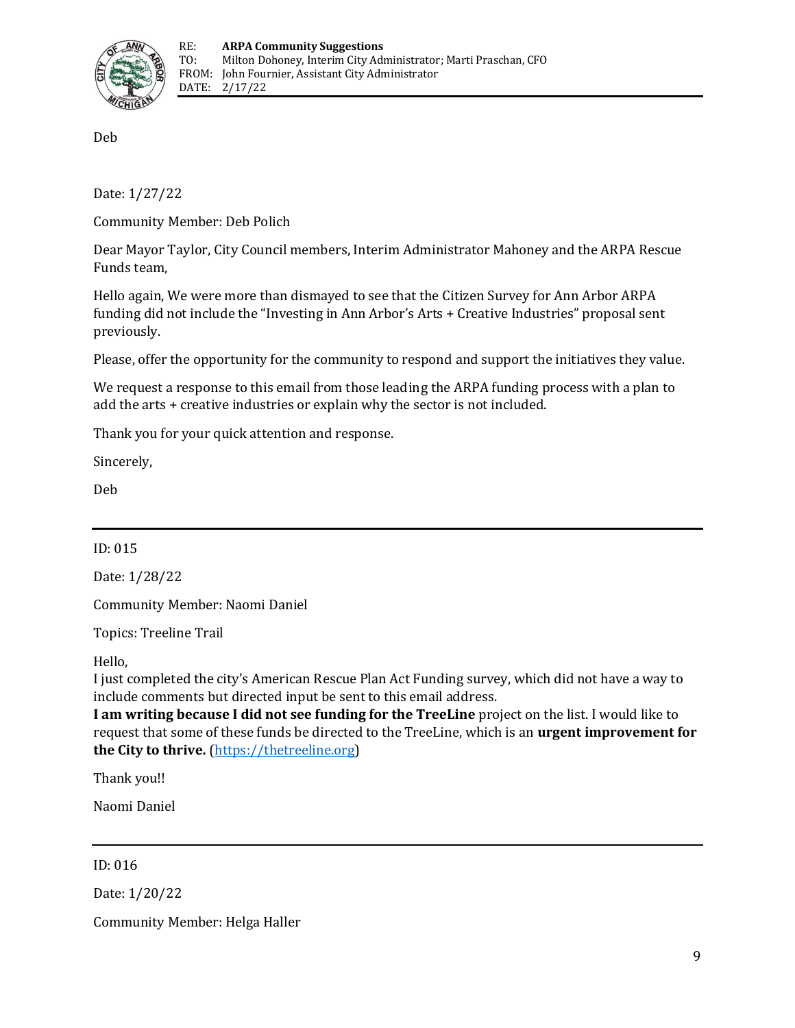Deb

Date: 1/27/22

Community Member: Deb Polich

Dear Mayor Taylor, City Council members, Interim Administrator Mahoney and the ARPA Rescue Funds team,

Hello again, We were more than dismayed to see that the Citizen Survey for Ann Arbor ARPA funding did not include the "Investing in Ann Arbor's Arts + Creative Industries" proposal sent previously.

Please, offer the opportunity for the community to respond and support the initiatives they value.

We request a response to this email from those leading the ARPA funding process with a plan to add the arts + creative industries or explain why the sector is not included.

Thank you for your quick attention and response.

Sincerely,

Deb

---

ID: 015

Date: 1/28/22

Community Member: Naomi Daniel

Topics: Treeline Trail

Hello,
I just completed the city's American Rescue Plan Act Funding survey, which did not have a way to include comments but directed input be sent to this email address.
**I am writing because I did not see funding for the TreeLine** project on the list. I would like to request that some of these funds be directed to the TreeLine, which is an **urgent improvement for the City to thrive.** ([https://thetreeline.org](https://thetreeline.org))

Thank you!!

Naomi Daniel

---

ID: 016

Date: 1/20/22

Community Member: Helga Haller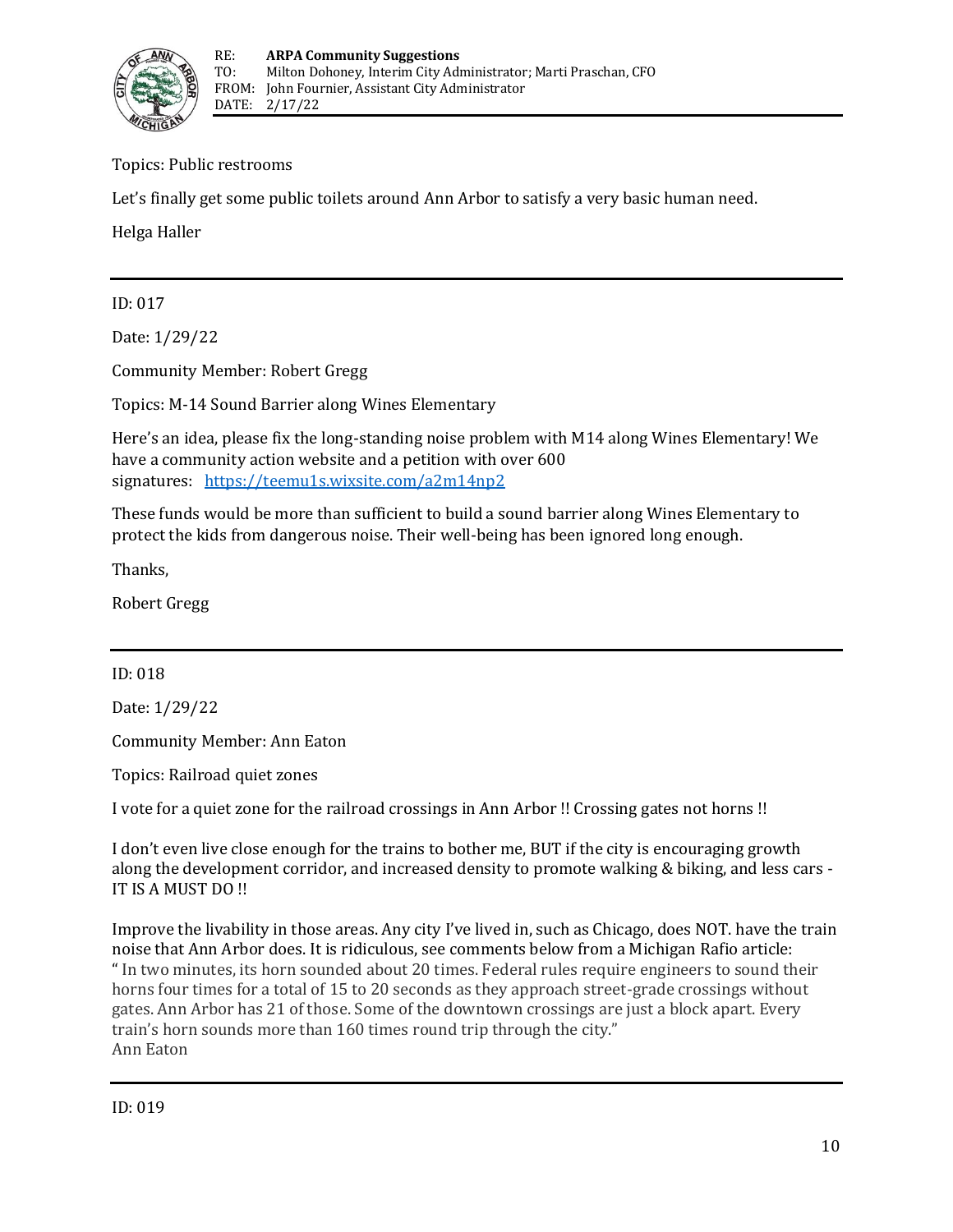Topics: Public restrooms

Let's finally get some public toilets around Ann Arbor to satisfy a very basic human need.

Helga Haller

---

ID: 017

Date: 1/29/22

Community Member: Robert Gregg

Topics: M-14 Sound Barrier along Wines Elementary

Here's an idea, please fix the long-standing noise problem with M14 along Wines Elementary! We have a community action website and a petition with over 600 signatures: https://teemu1s.wixsite.com/a2m14np2

These funds would be more than sufficient to build a sound barrier along Wines Elementary to protect the kids from dangerous noise. Their well-being has been ignored long enough.

Thanks,

Robert Gregg

---

ID: 018

Date: 1/29/22

Community Member: Ann Eaton

Topics: Railroad quiet zones

I vote for a quiet zone for the railroad crossings in Ann Arbor !! Crossing gates not horns !!

I don't even live close enough for the trains to bother me, BUT if the city is encouraging growth along the development corridor, and increased density to promote walking & biking, and less cars - IT IS A MUST DO !!

Improve the livability in those areas. Any city I've lived in, such as Chicago, does NOT. have the train noise that Ann Arbor does. It is ridiculous, see comments below from a Michigan Rafio article:
" In two minutes, its horn sounded about 20 times. Federal rules require engineers to sound their horns four times for a total of 15 to 20 seconds as they approach street-grade crossings without gates. Ann Arbor has 21 of those. Some of the downtown crossings are just a block apart. Every train's horn sounds more than 160 times round trip through the city."
Ann Eaton

---

ID: 019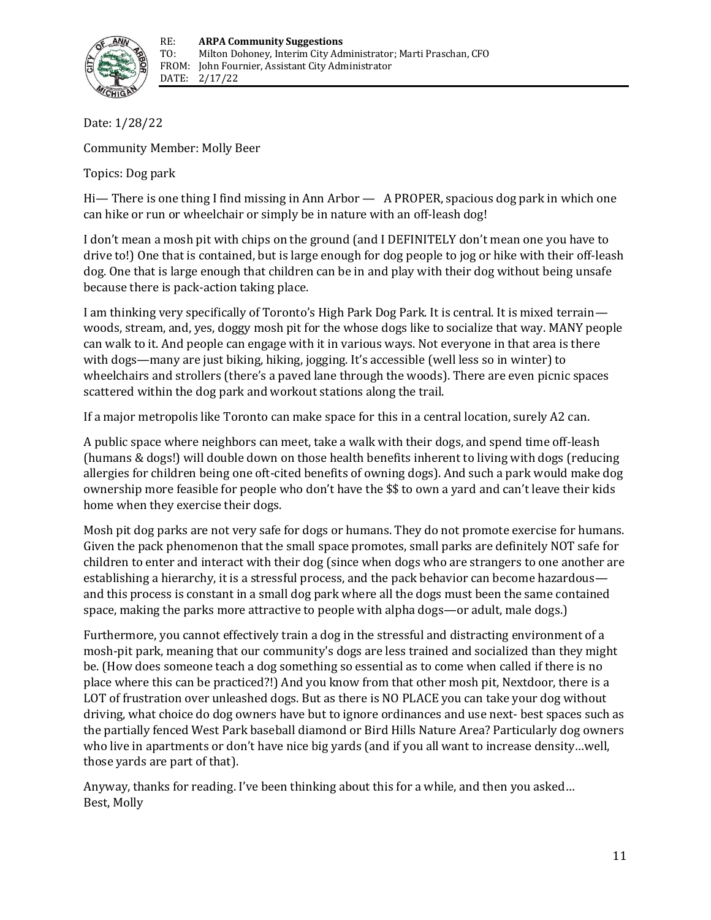RE: **ARPA Community Suggestions**
TO: Milton Dohoney, Interim City Administrator; Marti Praschan, CFO
FROM: John Fournier, Assistant City Administrator
DATE: 2/17/22

Date: 1/28/22

Community Member: Molly Beer

Topics: Dog park

Hi— There is one thing I find missing in Ann Arbor — A PROPER, spacious dog park in which one can hike or run or wheelchair or simply be in nature with an off-leash dog!

I don't mean a mosh pit with chips on the ground (and I DEFINITELY don't mean one you have to drive to!) One that is contained, but is large enough for dog people to jog or hike with their off-leash dog. One that is large enough that children can be in and play with their dog without being unsafe because there is pack-action taking place.

I am thinking very specifically of Toronto's High Park Dog Park. It is central. It is mixed terrain—woods, stream, and, yes, doggy mosh pit for the whose dogs like to socialize that way. MANY people can walk to it. And people can engage with it in various ways. Not everyone in that area is there with dogs—many are just biking, hiking, jogging. It's accessible (well less so in winter) to wheelchairs and strollers (there's a paved lane through the woods). There are even picnic spaces scattered within the dog park and workout stations along the trail.

If a major metropolis like Toronto can make space for this in a central location, surely A2 can.

A public space where neighbors can meet, take a walk with their dogs, and spend time off-leash (humans & dogs!) will double down on those health benefits inherent to living with dogs (reducing allergies for children being one oft-cited benefits of owning dogs). And such a park would make dog ownership more feasible for people who don't have the $$ to own a yard and can't leave their kids home when they exercise their dogs.

Mosh pit dog parks are not very safe for dogs or humans. They do not promote exercise for humans. Given the pack phenomenon that the small space promotes, small parks are definitely NOT safe for children to enter and interact with their dog (since when dogs who are strangers to one another are establishing a hierarchy, it is a stressful process, and the pack behavior can become hazardous—and this process is constant in a small dog park where all the dogs must been the same contained space, making the parks more attractive to people with alpha dogs—or adult, male dogs.)

Furthermore, you cannot effectively train a dog in the stressful and distracting environment of a mosh-pit park, meaning that our community's dogs are less trained and socialized than they might be. (How does someone teach a dog something so essential as to come when called if there is no place where this can be practiced?!) And you know from that other mosh pit, Nextdoor, there is a LOT of frustration over unleashed dogs. But as there is NO PLACE you can take your dog without driving, what choice do dog owners have but to ignore ordinances and use next- best spaces such as the partially fenced West Park baseball diamond or Bird Hills Nature Area? Particularly dog owners who live in apartments or don't have nice big yards (and if you all want to increase density…well, those yards are part of that).

Anyway, thanks for reading. I've been thinking about this for a while, and then you asked…
Best, Molly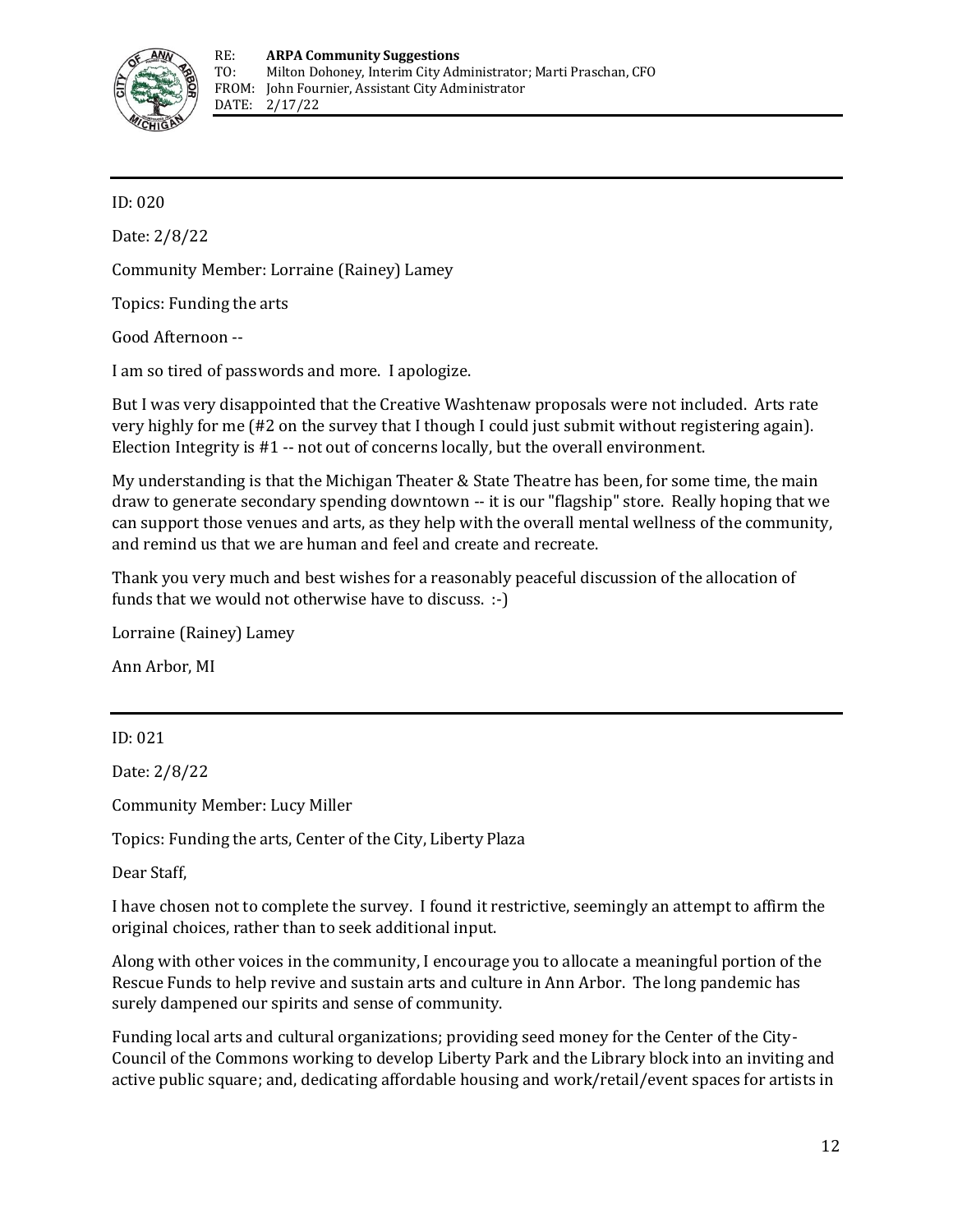ID: 020

Date: 2/8/22

Community Member: Lorraine (Rainey) Lamey

Topics: Funding the arts

Good Afternoon --

I am so tired of passwords and more. I apologize.

But I was very disappointed that the Creative Washtenaw proposals were not included. Arts rate very highly for me (#2 on the survey that I though I could just submit without registering again). Election Integrity is #1 -- not out of concerns locally, but the overall environment.

My understanding is that the Michigan Theater & State Theatre has been, for some time, the main draw to generate secondary spending downtown -- it is our "flagship" store. Really hoping that we can support those venues and arts, as they help with the overall mental wellness of the community, and remind us that we are human and feel and create and recreate.

Thank you very much and best wishes for a reasonably peaceful discussion of the allocation of funds that we would not otherwise have to discuss. :-)

Lorraine (Rainey) Lamey

Ann Arbor, MI

---

ID: 021

Date: 2/8/22

Community Member: Lucy Miller

Topics: Funding the arts, Center of the City, Liberty Plaza

Dear Staff,

I have chosen not to complete the survey. I found it restrictive, seemingly an attempt to affirm the original choices, rather than to seek additional input.

Along with other voices in the community, I encourage you to allocate a meaningful portion of the Rescue Funds to help revive and sustain arts and culture in Ann Arbor. The long pandemic has surely dampened our spirits and sense of community.

Funding local arts and cultural organizations; providing seed money for the Center of the City-Council of the Commons working to develop Liberty Park and the Library block into an inviting and active public square; and, dedicating affordable housing and work/retail/event spaces for artists in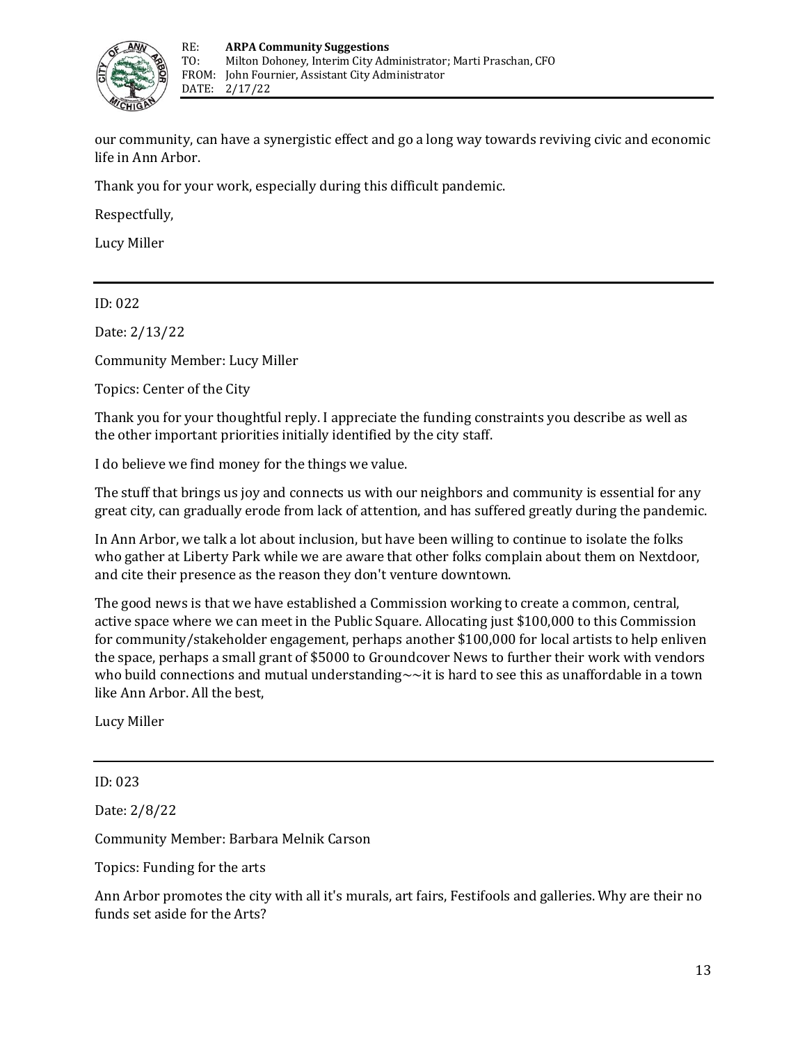our community, can have a synergistic effect and go a long way towards reviving civic and economic life in Ann Arbor.

Thank you for your work, especially during this difficult pandemic.

Respectfully,

Lucy Miller

---

ID: 022

Date: 2/13/22

Community Member: Lucy Miller

Topics: Center of the City

Thank you for your thoughtful reply. I appreciate the funding constraints you describe as well as the other important priorities initially identified by the city staff.

I do believe we find money for the things we value.

The stuff that brings us joy and connects us with our neighbors and community is essential for any great city, can gradually erode from lack of attention, and has suffered greatly during the pandemic.

In Ann Arbor, we talk a lot about inclusion, but have been willing to continue to isolate the folks who gather at Liberty Park while we are aware that other folks complain about them on Nextdoor, and cite their presence as the reason they don't venture downtown.

The good news is that we have established a Commission working to create a common, central, active space where we can meet in the Public Square. Allocating just $100,000 to this Commission for community/stakeholder engagement, perhaps another $100,000 for local artists to help enliven the space, perhaps a small grant of $5000 to Groundcover News to further their work with vendors who build connections and mutual understanding~~it is hard to see this as unaffordable in a town like Ann Arbor. All the best,

Lucy Miller

---

ID: 023

Date: 2/8/22

Community Member: Barbara Melnik Carson

Topics: Funding for the arts

Ann Arbor promotes the city with all it's murals, art fairs, Festifools and galleries. Why are their no funds set aside for the Arts?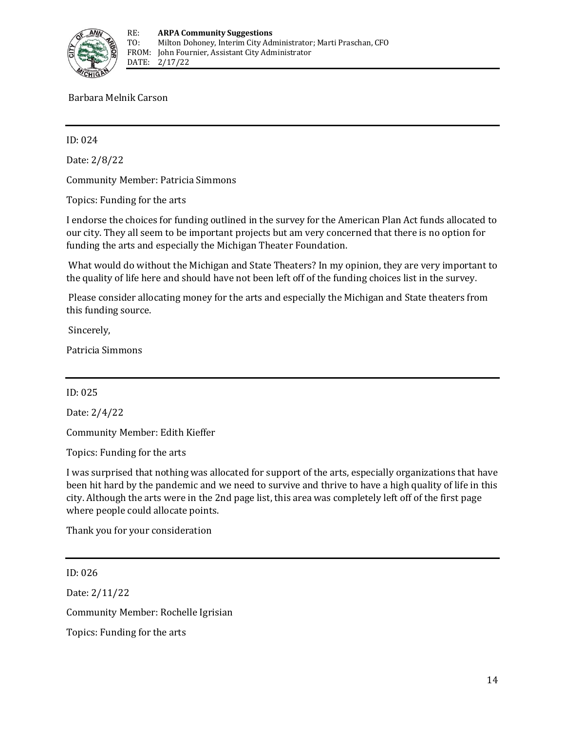Barbara Melnik Carson

---

ID: 024

Date: 2/8/22

Community Member: Patricia Simmons

Topics: Funding for the arts

I endorse the choices for funding outlined in the survey for the American Plan Act funds allocated to our city. They all seem to be important projects but am very concerned that there is no option for funding the arts and especially the Michigan Theater Foundation.

What would do without the Michigan and State Theaters? In my opinion, they are very important to the quality of life here and should have not been left off of the funding choices list in the survey.

Please consider allocating money for the arts and especially the Michigan and State theaters from this funding source.

Sincerely,

Patricia Simmons

---

ID: 025

Date: 2/4/22

Community Member: Edith Kieffer

Topics: Funding for the arts

I was surprised that nothing was allocated for support of the arts, especially organizations that have been hit hard by the pandemic and we need to survive and thrive to have a high quality of life in this city. Although the arts were in the 2nd page list, this area was completely left off of the first page where people could allocate points.

Thank you for your consideration

---

ID: 026

Date: 2/11/22

Community Member: Rochelle Igrisian

Topics: Funding for the arts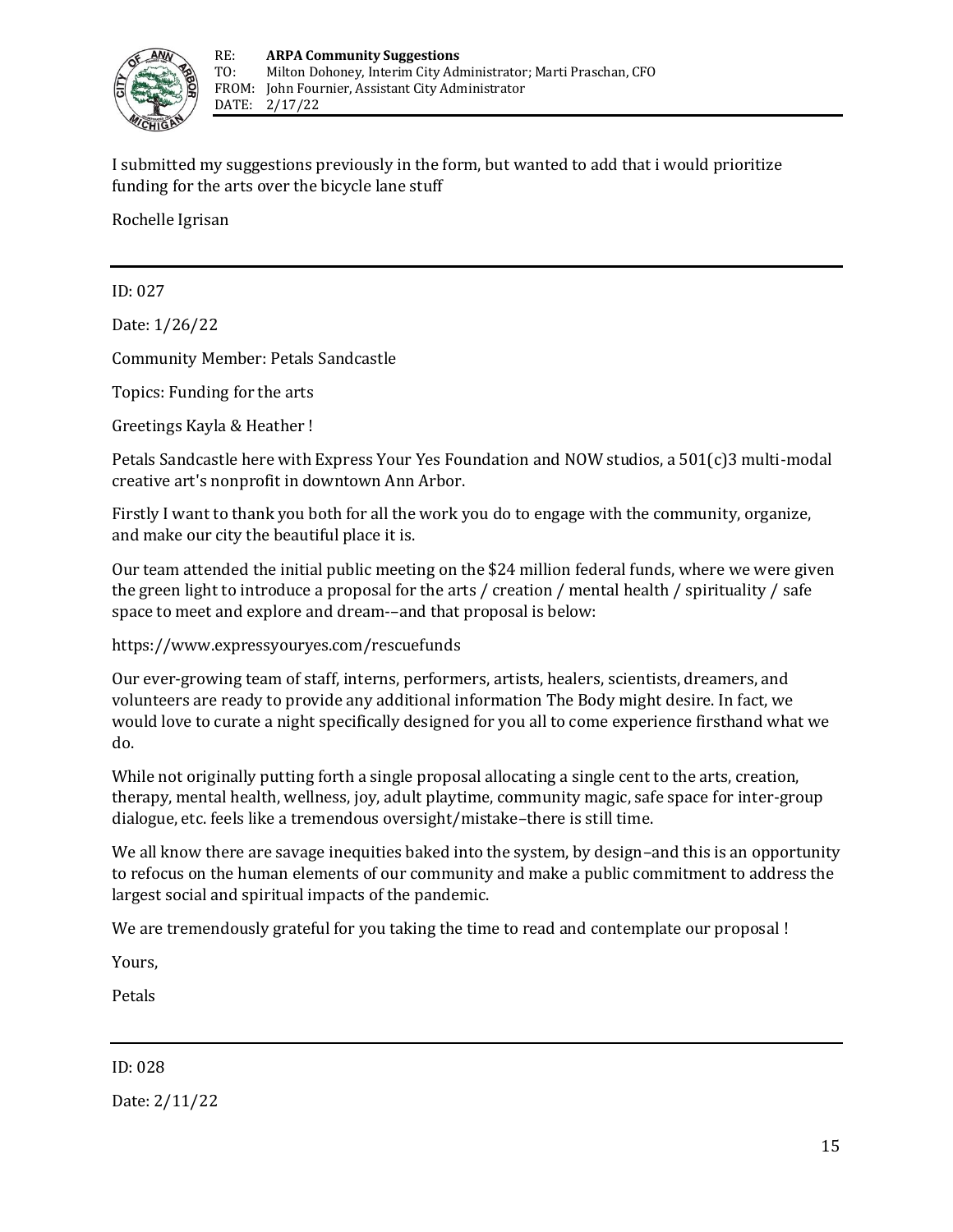I submitted my suggestions previously in the form, but wanted to add that i would prioritize funding for the arts over the bicycle lane stuff

Rochelle Igrisan

---

ID: 027

Date: 1/26/22

Community Member: Petals Sandcastle

Topics: Funding for the arts

Greetings Kayla & Heather !

Petals Sandcastle here with Express Your Yes Foundation and NOW studios, a 501(c)3 multi-modal creative art's nonprofit in downtown Ann Arbor.

Firstly I want to thank you both for all the work you do to engage with the community, organize, and make our city the beautiful place it is.

Our team attended the initial public meeting on the $24 million federal funds, where we were given the green light to introduce a proposal for the arts / creation / mental health / spirituality / safe space to meet and explore and dream-–and that proposal is below:

https://www.expressyouryes.com/rescuefunds

Our ever-growing team of staff, interns, performers, artists, healers, scientists, dreamers, and volunteers are ready to provide any additional information The Body might desire. In fact, we would love to curate a night specifically designed for you all to come experience firsthand what we do.

While not originally putting forth a single proposal allocating a single cent to the arts, creation, therapy, mental health, wellness, joy, adult playtime, community magic, safe space for inter-group dialogue, etc. feels like a tremendous oversight/mistake–there is still time.

We all know there are savage inequities baked into the system, by design–and this is an opportunity to refocus on the human elements of our community and make a public commitment to address the largest social and spiritual impacts of the pandemic.

We are tremendously grateful for you taking the time to read and contemplate our proposal !

Yours,

Petals

---

ID: 028

Date: 2/11/22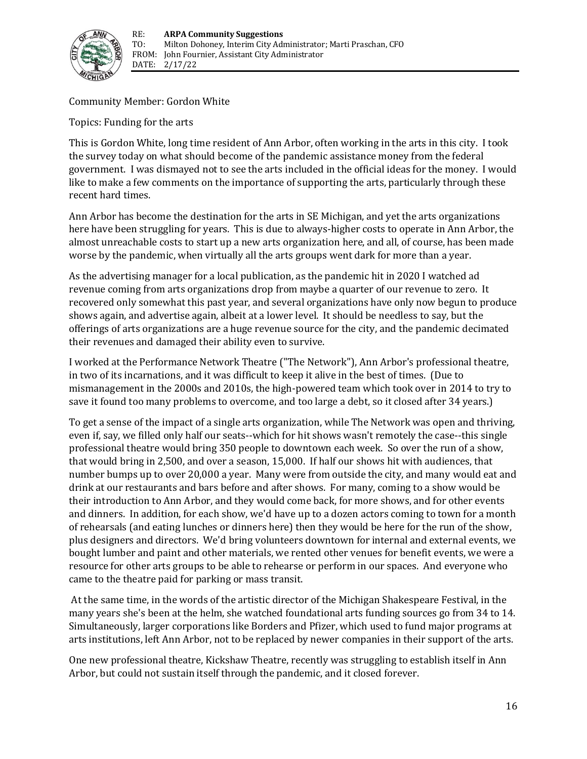RE: **ARPA Community Suggestions**
TO: Milton Dohoney, Interim City Administrator; Marti Praschan, CFO
FROM: John Fournier, Assistant City Administrator
DATE: 2/17/22

Community Member: Gordon White

Topics: Funding for the arts

This is Gordon White, long time resident of Ann Arbor, often working in the arts in this city. I took the survey today on what should become of the pandemic assistance money from the federal government. I was dismayed not to see the arts included in the official ideas for the money. I would like to make a few comments on the importance of supporting the arts, particularly through these recent hard times.

Ann Arbor has become the destination for the arts in SE Michigan, and yet the arts organizations here have been struggling for years. This is due to always-higher costs to operate in Ann Arbor, the almost unreachable costs to start up a new arts organization here, and all, of course, has been made worse by the pandemic, when virtually all the arts groups went dark for more than a year.

As the advertising manager for a local publication, as the pandemic hit in 2020 I watched ad revenue coming from arts organizations drop from maybe a quarter of our revenue to zero. It recovered only somewhat this past year, and several organizations have only now begun to produce shows again, and advertise again, albeit at a lower level. It should be needless to say, but the offerings of arts organizations are a huge revenue source for the city, and the pandemic decimated their revenues and damaged their ability even to survive.

I worked at the Performance Network Theatre ("The Network"), Ann Arbor's professional theatre, in two of its incarnations, and it was difficult to keep it alive in the best of times. (Due to mismanagement in the 2000s and 2010s, the high-powered team which took over in 2014 to try to save it found too many problems to overcome, and too large a debt, so it closed after 34 years.)

To get a sense of the impact of a single arts organization, while The Network was open and thriving, even if, say, we filled only half our seats--which for hit shows wasn't remotely the case--this single professional theatre would bring 350 people to downtown each week. So over the run of a show, that would bring in 2,500, and over a season, 15,000. If half our shows hit with audiences, that number bumps up to over 20,000 a year. Many were from outside the city, and many would eat and drink at our restaurants and bars before and after shows. For many, coming to a show would be their introduction to Ann Arbor, and they would come back, for more shows, and for other events and dinners. In addition, for each show, we'd have up to a dozen actors coming to town for a month of rehearsals (and eating lunches or dinners here) then they would be here for the run of the show, plus designers and directors. We'd bring volunteers downtown for internal and external events, we bought lumber and paint and other materials, we rented other venues for benefit events, we were a resource for other arts groups to be able to rehearse or perform in our spaces. And everyone who came to the theatre paid for parking or mass transit.

At the same time, in the words of the artistic director of the Michigan Shakespeare Festival, in the many years she's been at the helm, she watched foundational arts funding sources go from 34 to 14. Simultaneously, larger corporations like Borders and Pfizer, which used to fund major programs at arts institutions, left Ann Arbor, not to be replaced by newer companies in their support of the arts.

One new professional theatre, Kickshaw Theatre, recently was struggling to establish itself in Ann Arbor, but could not sustain itself through the pandemic, and it closed forever.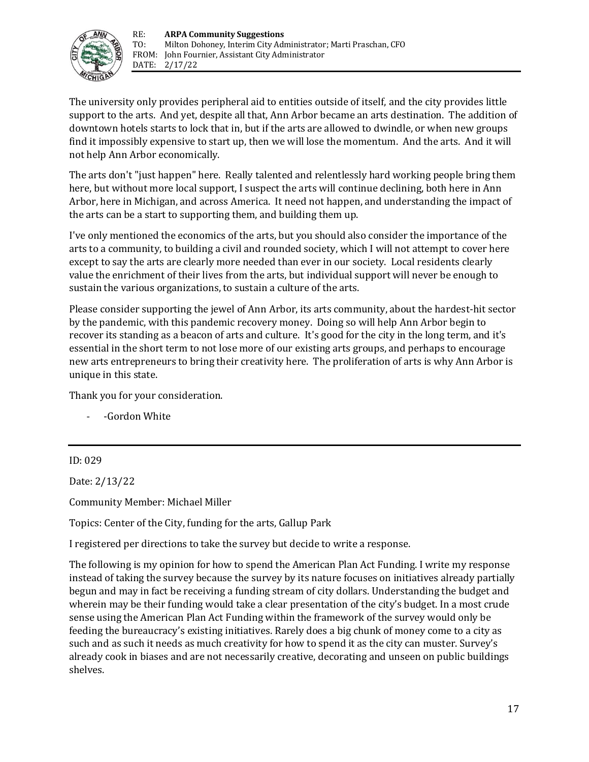The university only provides peripheral aid to entities outside of itself, and the city provides little support to the arts. And yet, despite all that, Ann Arbor became an arts destination. The addition of downtown hotels starts to lock that in, but if the arts are allowed to dwindle, or when new groups find it impossibly expensive to start up, then we will lose the momentum. And the arts. And it will not help Ann Arbor economically.

The arts don't "just happen" here. Really talented and relentlessly hard working people bring them here, but without more local support, I suspect the arts will continue declining, both here in Ann Arbor, here in Michigan, and across America. It need not happen, and understanding the impact of the arts can be a start to supporting them, and building them up.

I've only mentioned the economics of the arts, but you should also consider the importance of the arts to a community, to building a civil and rounded society, which I will not attempt to cover here except to say the arts are clearly more needed than ever in our society. Local residents clearly value the enrichment of their lives from the arts, but individual support will never be enough to sustain the various organizations, to sustain a culture of the arts.

Please consider supporting the jewel of Ann Arbor, its arts community, about the hardest-hit sector by the pandemic, with this pandemic recovery money. Doing so will help Ann Arbor begin to recover its standing as a beacon of arts and culture. It's good for the city in the long term, and it's essential in the short term to not lose more of our existing arts groups, and perhaps to encourage new arts entrepreneurs to bring their creativity here. The proliferation of arts is why Ann Arbor is unique in this state.

Thank you for your consideration.

- -Gordon White

---

ID: 029

Date: 2/13/22

Community Member: Michael Miller

Topics: Center of the City, funding for the arts, Gallup Park

I registered per directions to take the survey but decide to write a response.

The following is my opinion for how to spend the American Plan Act Funding. I write my response instead of taking the survey because the survey by its nature focuses on initiatives already partially begun and may in fact be receiving a funding stream of city dollars. Understanding the budget and wherein may be their funding would take a clear presentation of the city's budget. In a most crude sense using the American Plan Act Funding within the framework of the survey would only be feeding the bureaucracy's existing initiatives. Rarely does a big chunk of money come to a city as such and as such it needs as much creativity for how to spend it as the city can muster. Survey's already cook in biases and are not necessarily creative, decorating and unseen on public buildings shelves.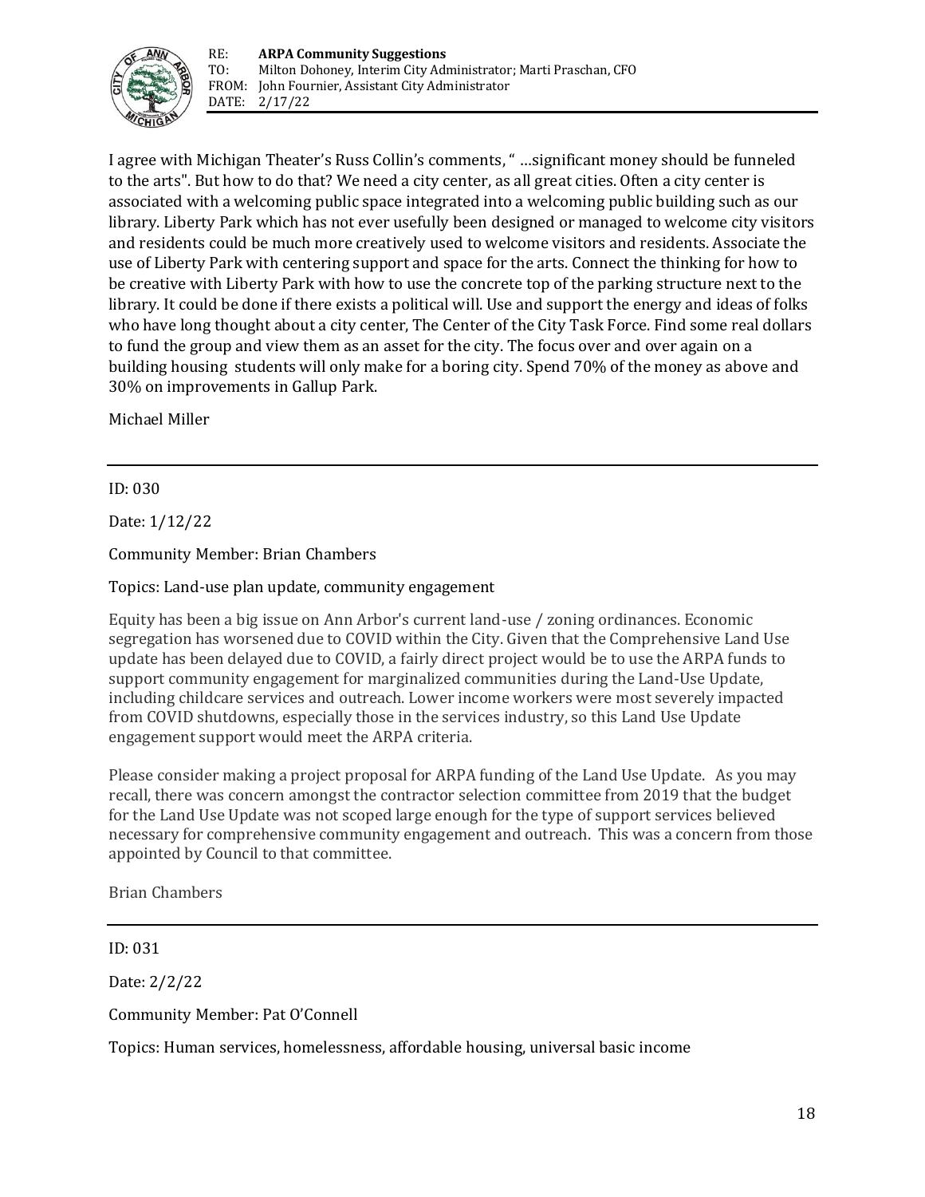I agree with Michigan Theater's Russ Collin's comments, " …significant money should be funneled to the arts". But how to do that? We need a city center, as all great cities. Often a city center is associated with a welcoming public space integrated into a welcoming public building such as our library. Liberty Park which has not ever usefully been designed or managed to welcome city visitors and residents could be much more creatively used to welcome visitors and residents. Associate the use of Liberty Park with centering support and space for the arts. Connect the thinking for how to be creative with Liberty Park with how to use the concrete top of the parking structure next to the library. It could be done if there exists a political will. Use and support the energy and ideas of folks who have long thought about a city center, The Center of the City Task Force. Find some real dollars to fund the group and view them as an asset for the city. The focus over and over again on a building housing students will only make for a boring city. Spend 70% of the money as above and 30% on improvements in Gallup Park.

Michael Miller

---

ID: 030

Date: 1/12/22

Community Member: Brian Chambers

Topics: Land-use plan update, community engagement

Equity has been a big issue on Ann Arbor's current land-use / zoning ordinances. Economic segregation has worsened due to COVID within the City. Given that the Comprehensive Land Use update has been delayed due to COVID, a fairly direct project would be to use the ARPA funds to support community engagement for marginalized communities during the Land-Use Update, including childcare services and outreach. Lower income workers were most severely impacted from COVID shutdowns, especially those in the services industry, so this Land Use Update engagement support would meet the ARPA criteria.

Please consider making a project proposal for ARPA funding of the Land Use Update. As you may recall, there was concern amongst the contractor selection committee from 2019 that the budget for the Land Use Update was not scoped large enough for the type of support services believed necessary for comprehensive community engagement and outreach. This was a concern from those appointed by Council to that committee.

Brian Chambers

---

ID: 031

Date: 2/2/22

Community Member: Pat O'Connell

Topics: Human services, homelessness, affordable housing, universal basic income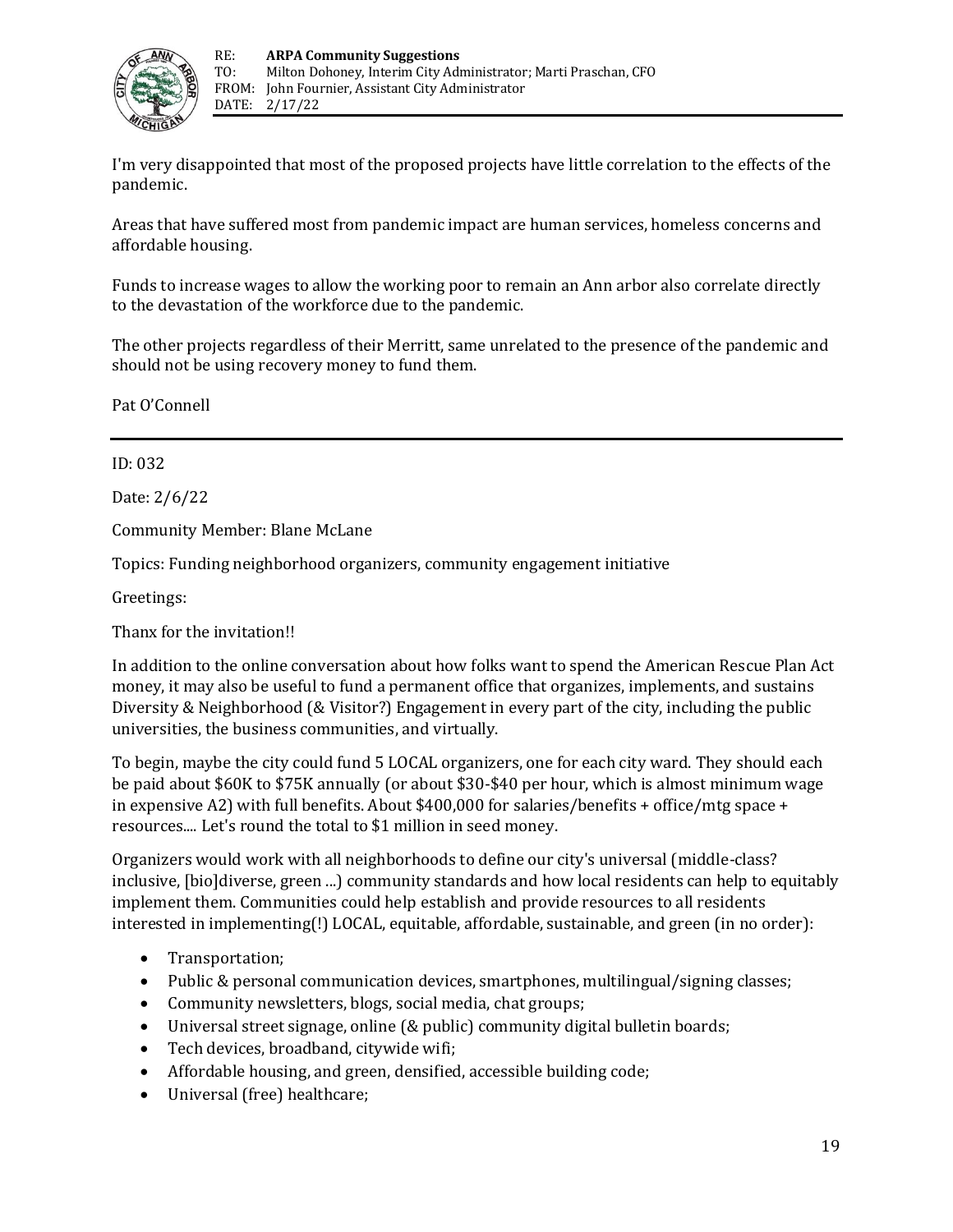I'm very disappointed that most of the proposed projects have little correlation to the effects of the pandemic.

Areas that have suffered most from pandemic impact are human services, homeless concerns and affordable housing.

Funds to increase wages to allow the working poor to remain an Ann arbor also correlate directly to the devastation of the workforce due to the pandemic.

The other projects regardless of their Merritt, same unrelated to the presence of the pandemic and should not be using recovery money to fund them.

Pat O'Connell

---

ID: 032

Date: 2/6/22

Community Member: Blane McLane

Topics: Funding neighborhood organizers, community engagement initiative

Greetings:

Thanx for the invitation!!

In addition to the online conversation about how folks want to spend the American Rescue Plan Act money, it may also be useful to fund a permanent office that organizes, implements, and sustains Diversity & Neighborhood (& Visitor?) Engagement in every part of the city, including the public universities, the business communities, and virtually.

To begin, maybe the city could fund 5 LOCAL organizers, one for each city ward. They should each be paid about $60K to $75K annually (or about $30-$40 per hour, which is almost minimum wage in expensive A2) with full benefits. About $400,000 for salaries/benefits + office/mtg space + resources.... Let's round the total to $1 million in seed money.

Organizers would work with all neighborhoods to define our city's universal (middle-class? inclusive, [bio]diverse, green ...) community standards and how local residents can help to equitably implement them. Communities could help establish and provide resources to all residents interested in implementing(!) LOCAL, equitable, affordable, sustainable, and green (in no order):

- Transportation;
- Public & personal communication devices, smartphones, multilingual/signing classes;
- Community newsletters, blogs, social media, chat groups;
- Universal street signage, online (& public) community digital bulletin boards;
- Tech devices, broadband, citywide wifi;
- Affordable housing, and green, densified, accessible building code;
- Universal (free) healthcare;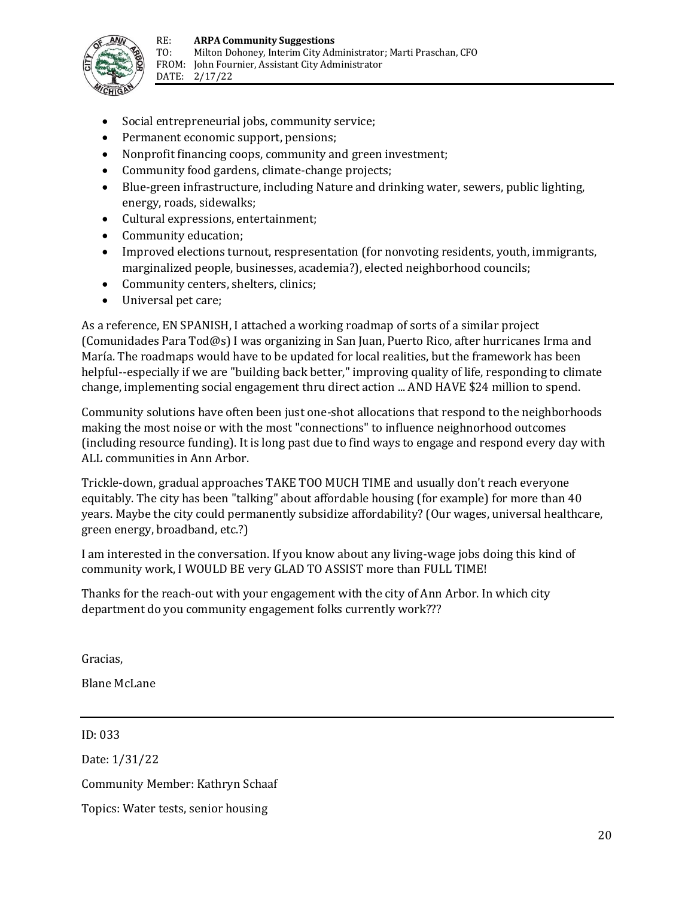- Social entrepreneurial jobs, community service;
- Permanent economic support, pensions;
- Nonprofit financing coops, community and green investment;
- Community food gardens, climate-change projects;
- Blue-green infrastructure, including Nature and drinking water, sewers, public lighting, energy, roads, sidewalks;
- Cultural expressions, entertainment;
- Community education;
- Improved elections turnout, respresentation (for nonvoting residents, youth, immigrants, marginalized people, businesses, academia?), elected neighborhood councils;
- Community centers, shelters, clinics;
- Universal pet care;

As a reference, EN SPANISH, I attached a working roadmap of sorts of a similar project (Comunidades Para Tod@s) I was organizing in San Juan, Puerto Rico, after hurricanes Irma and María. The roadmaps would have to be updated for local realities, but the framework has been helpful--especially if we are "building back better," improving quality of life, responding to climate change, implementing social engagement thru direct action ... AND HAVE $24 million to spend.

Community solutions have often been just one-shot allocations that respond to the neighborhoods making the most noise or with the most "connections" to influence neighnorhood outcomes (including resource funding). It is long past due to find ways to engage and respond every day with ALL communities in Ann Arbor.

Trickle-down, gradual approaches TAKE TOO MUCH TIME and usually don't reach everyone equitably. The city has been "talking" about affordable housing (for example) for more than 40 years. Maybe the city could permanently subsidize affordability? (Our wages, universal healthcare, green energy, broadband, etc.?)

I am interested in the conversation. If you know about any living-wage jobs doing this kind of community work, I WOULD BE very GLAD TO ASSIST more than FULL TIME!

Thanks for the reach-out with your engagement with the city of Ann Arbor. In which city department do you community engagement folks currently work???

Gracias,

Blane McLane

---

ID: 033

Date: 1/31/22

Community Member: Kathryn Schaaf

Topics: Water tests, senior housing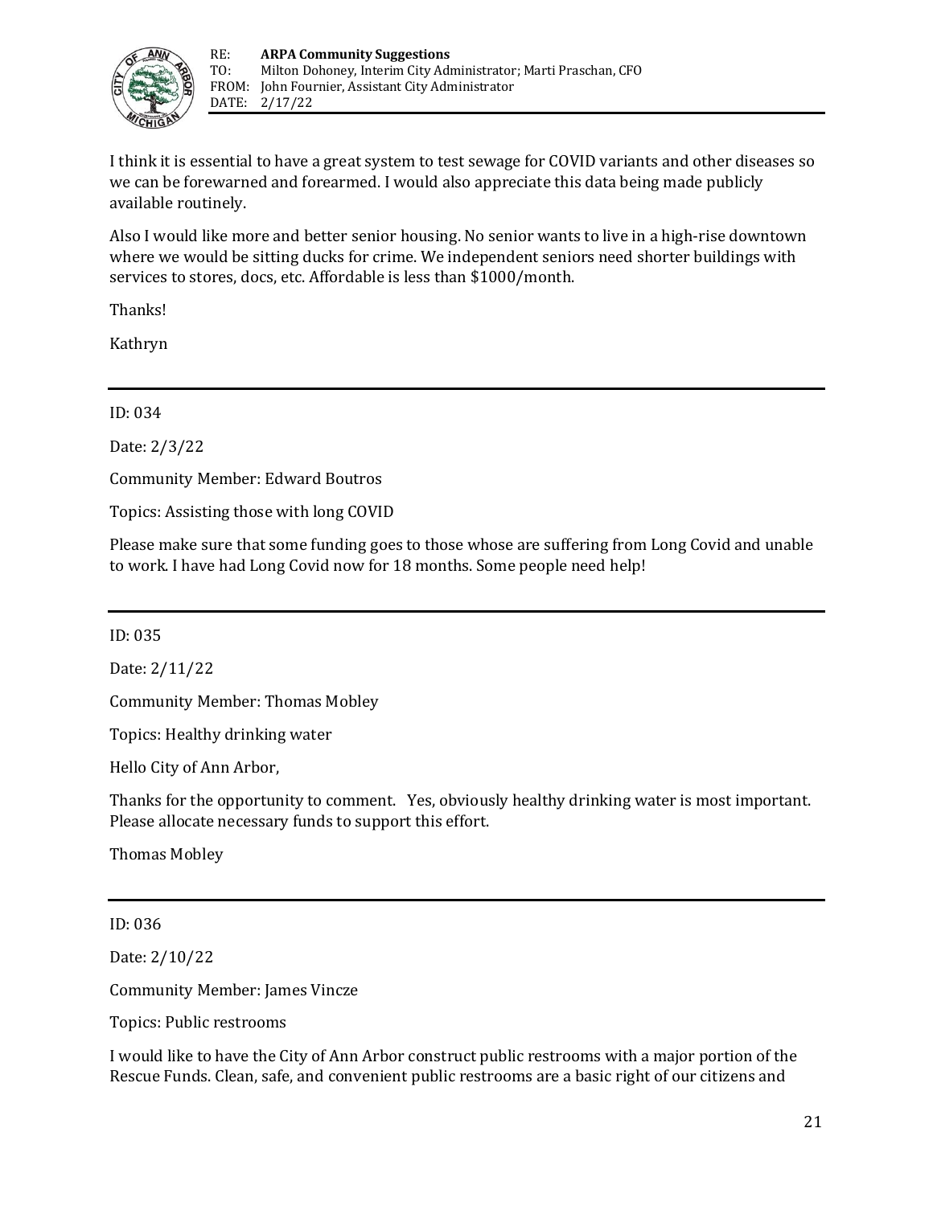I think it is essential to have a great system to test sewage for COVID variants and other diseases so we can be forewarned and forearmed. I would also appreciate this data being made publicly available routinely.

Also I would like more and better senior housing. No senior wants to live in a high-rise downtown where we would be sitting ducks for crime. We independent seniors need shorter buildings with services to stores, docs, etc. Affordable is less than $1000/month.

Thanks!

Kathryn

---

ID: 034

Date: 2/3/22

Community Member: Edward Boutros

Topics: Assisting those with long COVID

Please make sure that some funding goes to those whose are suffering from Long Covid and unable to work. I have had Long Covid now for 18 months. Some people need help!

---

ID: 035

Date: 2/11/22

Community Member: Thomas Mobley

Topics: Healthy drinking water

Hello City of Ann Arbor,

Thanks for the opportunity to comment. Yes, obviously healthy drinking water is most important. Please allocate necessary funds to support this effort.

Thomas Mobley

---

ID: 036

Date: 2/10/22

Community Member: James Vincze

Topics: Public restrooms

I would like to have the City of Ann Arbor construct public restrooms with a major portion of the Rescue Funds. Clean, safe, and convenient public restrooms are a basic right of our citizens and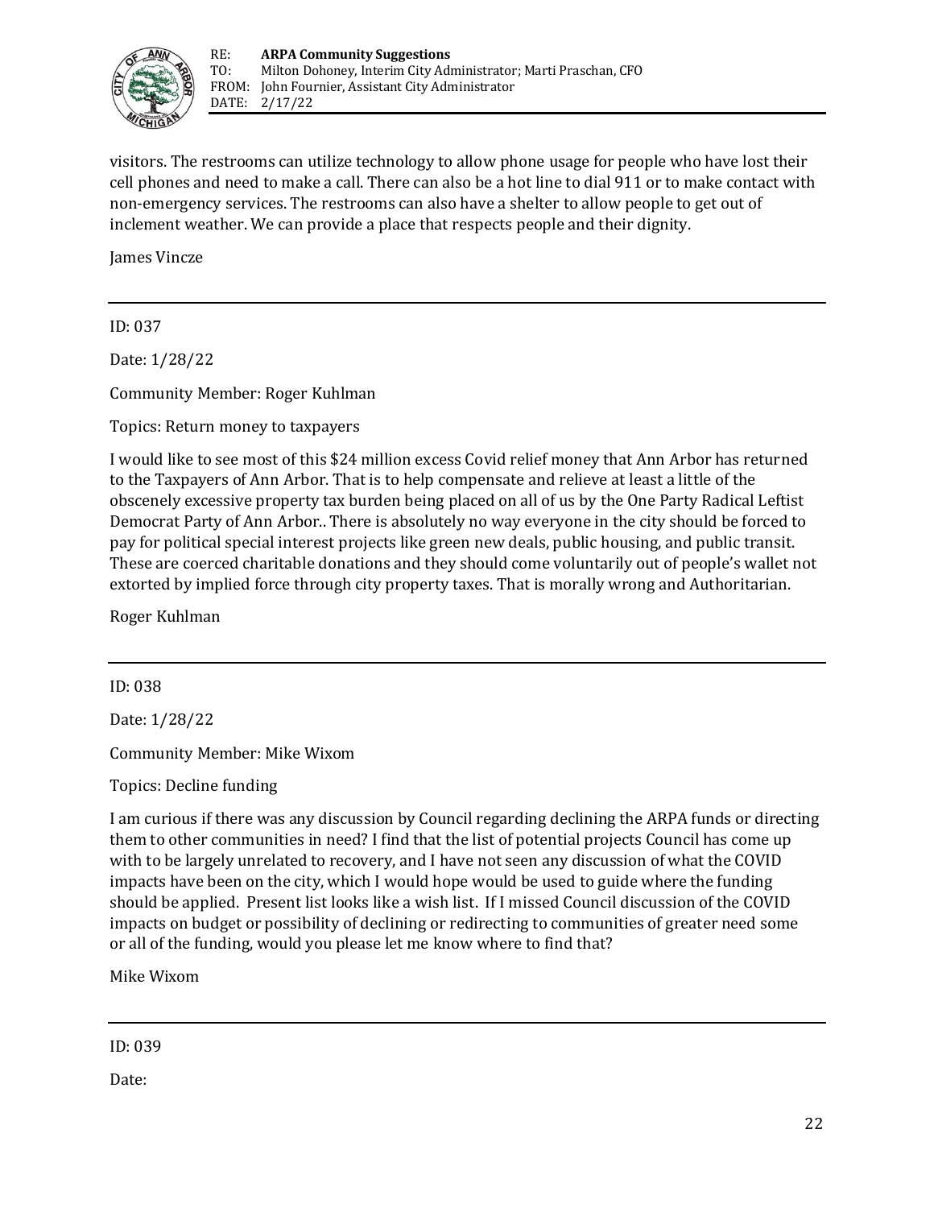visitors. The restrooms can utilize technology to allow phone usage for people who have lost their cell phones and need to make a call. There can also be a hot line to dial 911 or to make contact with non-emergency services. The restrooms can also have a shelter to allow people to get out of inclement weather. We can provide a place that respects people and their dignity.

James Vincze

---

ID: 037

Date: 1/28/22

Community Member: Roger Kuhlman

Topics: Return money to taxpayers

I would like to see most of this $24 million excess Covid relief money that Ann Arbor has returned to the Taxpayers of Ann Arbor. That is to help compensate and relieve at least a little of the obscenely excessive property tax burden being placed on all of us by the One Party Radical Leftist Democrat Party of Ann Arbor.. There is absolutely no way everyone in the city should be forced to pay for political special interest projects like green new deals, public housing, and public transit. These are coerced charitable donations and they should come voluntarily out of people's wallet not extorted by implied force through city property taxes. That is morally wrong and Authoritarian.

Roger Kuhlman

---

ID: 038

Date: 1/28/22

Community Member: Mike Wixom

Topics: Decline funding

I am curious if there was any discussion by Council regarding declining the ARPA funds or directing them to other communities in need? I find that the list of potential projects Council has come up with to be largely unrelated to recovery, and I have not seen any discussion of what the COVID impacts have been on the city, which I would hope would be used to guide where the funding should be applied. Present list looks like a wish list. If I missed Council discussion of the COVID impacts on budget or possibility of declining or redirecting to communities of greater need some or all of the funding, would you please let me know where to find that?

Mike Wixom

---

ID: 039

Date: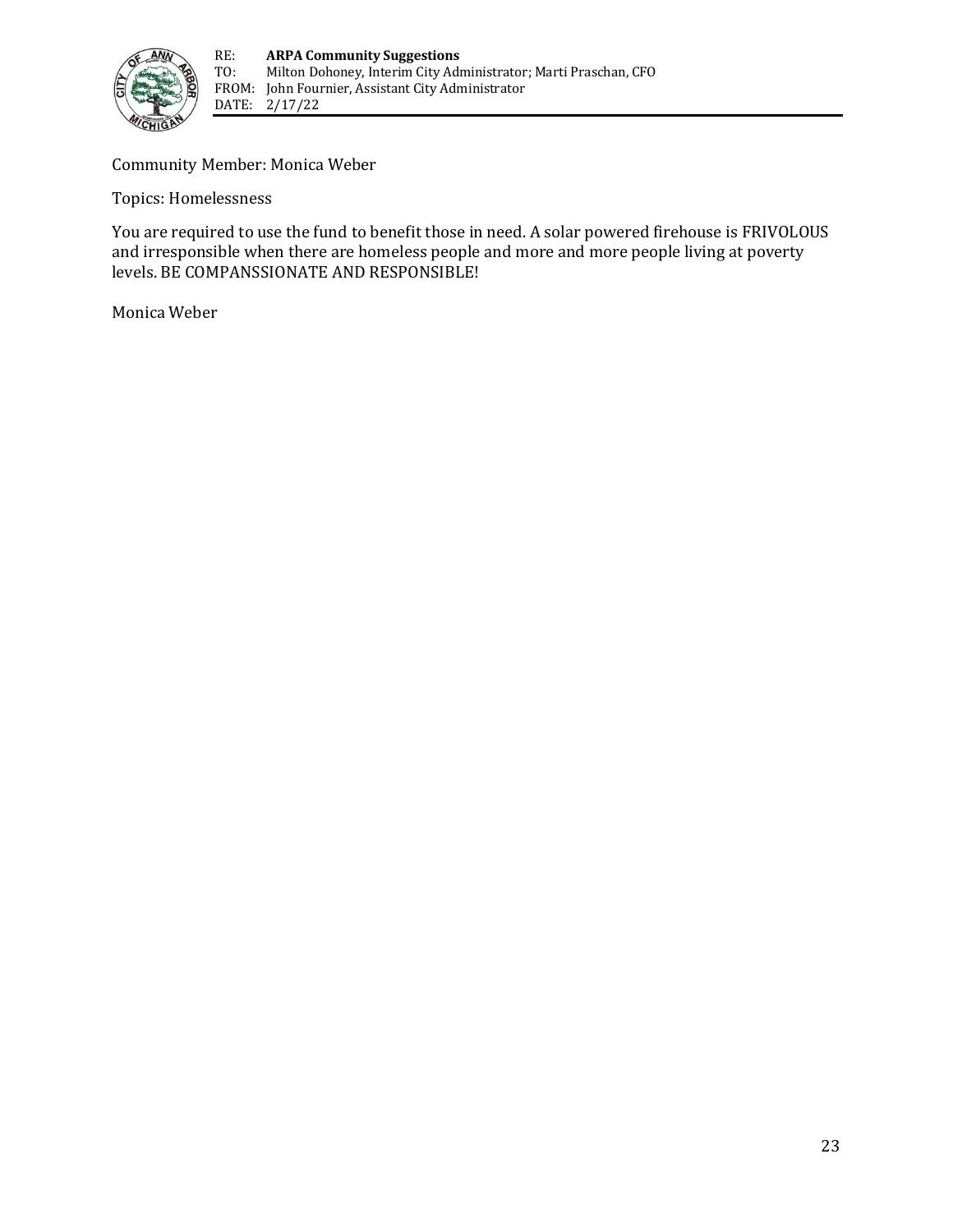RE: **ARPA Community Suggestions**
TO: Milton Dohoney, Interim City Administrator; Marti Praschan, CFO
FROM: John Fournier, Assistant City Administrator
DATE: 2/17/22

Community Member: Monica Weber

Topics: Homelessness

You are required to use the fund to benefit those in need. A solar powered firehouse is FRIVOLOUS and irresponsible when there are homeless people and more and more people living at poverty levels. BE COMPANSSIONATE AND RESPONSIBLE!

Monica Weber